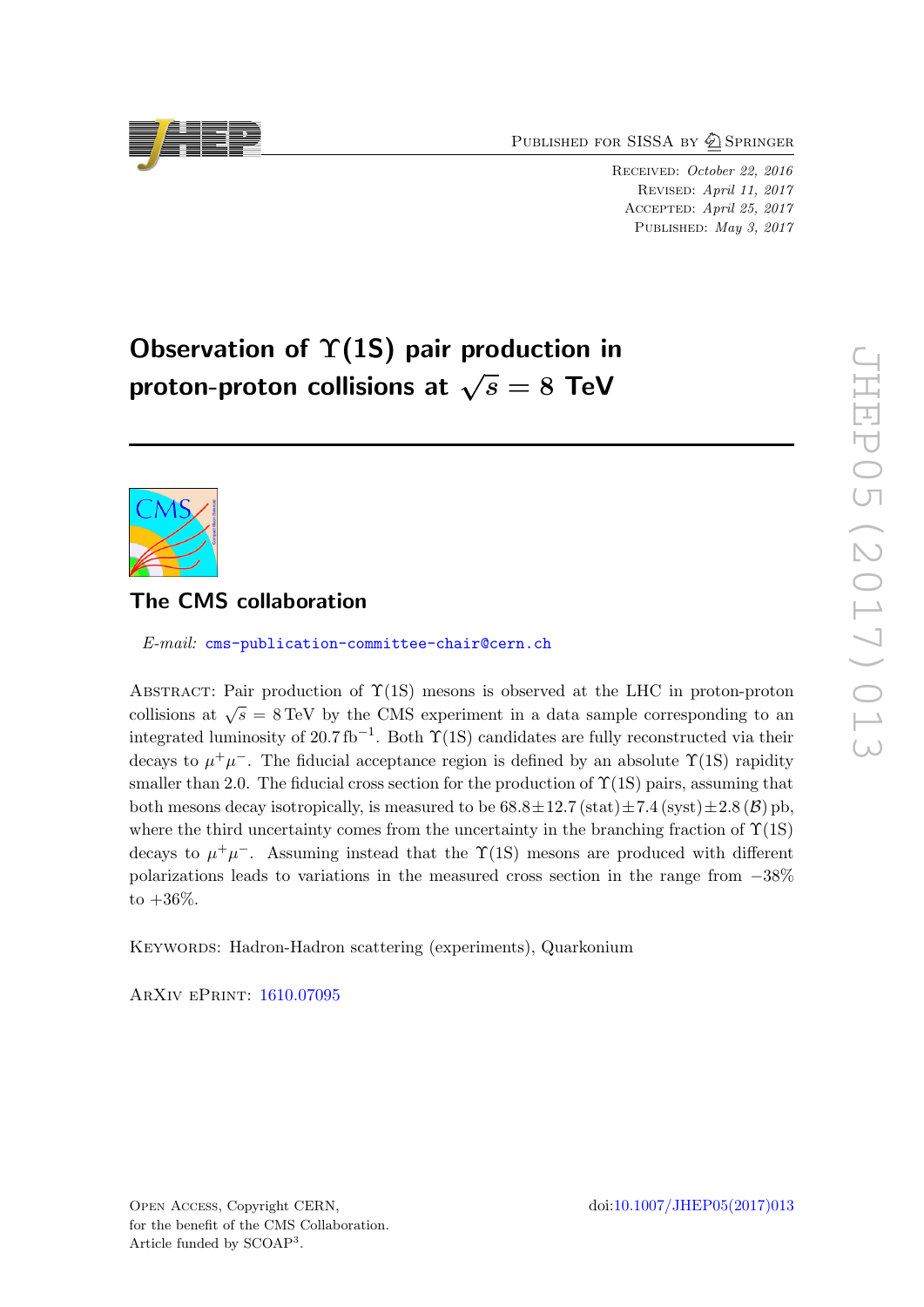# Observation of $\Upsilon(1S)$ pair production in proton-proton collisions at $\sqrt{s} = 8$ TeV

**The CMS collaboration**

*E-mail:* cms-publication-committee-chair@cern.ch

Abstract: Pair production of $\Upsilon(1S)$ mesons is observed at the LHC in proton-proton collisions at $\sqrt{s} = 8\,\text{TeV}$ by the CMS experiment in a data sample corresponding to an integrated luminosity of $20.7\,\text{fb}^{-1}$. Both $\Upsilon(1S)$ candidates are fully reconstructed via their decays to $\mu^+\mu^-$. The fiducial acceptance region is defined by an absolute $\Upsilon(1S)$ rapidity smaller than 2.0. The fiducial cross section for the production of $\Upsilon(1S)$ pairs, assuming that both mesons decay isotropically, is measured to be $68.8 \pm 12.7\,(\text{stat}) \pm 7.4\,(\text{syst}) \pm 2.8\,(\mathcal{B})$ pb, where the third uncertainty comes from the uncertainty in the branching fraction of $\Upsilon(1S)$ decays to $\mu^+\mu^-$. Assuming instead that the $\Upsilon(1S)$ mesons are produced with different polarizations leads to variations in the measured cross section in the range from $-38\%$ to $+36\%$.

Keywords: Hadron-Hadron scattering (experiments), Quarkonium

ArXiv ePrint: 1610.07095

Open Access, Copyright CERN, for the benefit of the CMS Collaboration. Article funded by SCOAP[3].

doi:10.1007/JHEP05(2017)013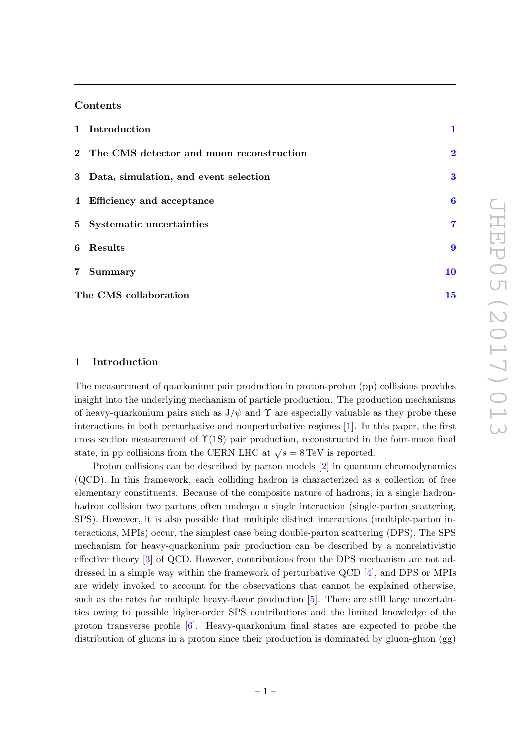## Contents

| | | |
|---|---|---|
| 1 | Introduction | 1 |
| 2 | The CMS detector and muon reconstruction | 2 |
| 3 | Data, simulation, and event selection | 3 |
| 4 | Efficiency and acceptance | 6 |
| 5 | Systematic uncertainties | 7 |
| 6 | Results | 9 |
| 7 | Summary | 10 |
| | The CMS collaboration | 15 |

## 1 Introduction

The measurement of quarkonium pair production in proton-proton (pp) collisions provides insight into the underlying mechanism of particle production. The production mechanisms of heavy-quarkonium pairs such as J/$\psi$ and $\Upsilon$ are especially valuable as they probe these interactions in both perturbative and nonperturbative regimes [1]. In this paper, the first cross section measurement of $\Upsilon$(1S) pair production, reconstructed in the four-muon final state, in pp collisions from the CERN LHC at $\sqrt{s} = 8\,\mathrm{TeV}$ is reported.

Proton collisions can be described by parton models [2] in quantum chromodynamics (QCD). In this framework, each colliding hadron is characterized as a collection of free elementary constituents. Because of the composite nature of hadrons, in a single hadron-hadron collision two partons often undergo a single interaction (single-parton scattering, SPS). However, it is also possible that multiple distinct interactions (multiple-parton interactions, MPIs) occur, the simplest case being double-parton scattering (DPS). The SPS mechanism for heavy-quarkonium pair production can be described by a nonrelativistic effective theory [3] of QCD. However, contributions from the DPS mechanism are not addressed in a simple way within the framework of perturbative QCD [4], and DPS or MPIs are widely invoked to account for the observations that cannot be explained otherwise, such as the rates for multiple heavy-flavor production [5]. There are still large uncertainties owing to possible higher-order SPS contributions and the limited knowledge of the proton transverse profile [6]. Heavy-quarkonium final states are expected to probe the distribution of gluons in a proton since their production is dominated by gluon-gluon (gg)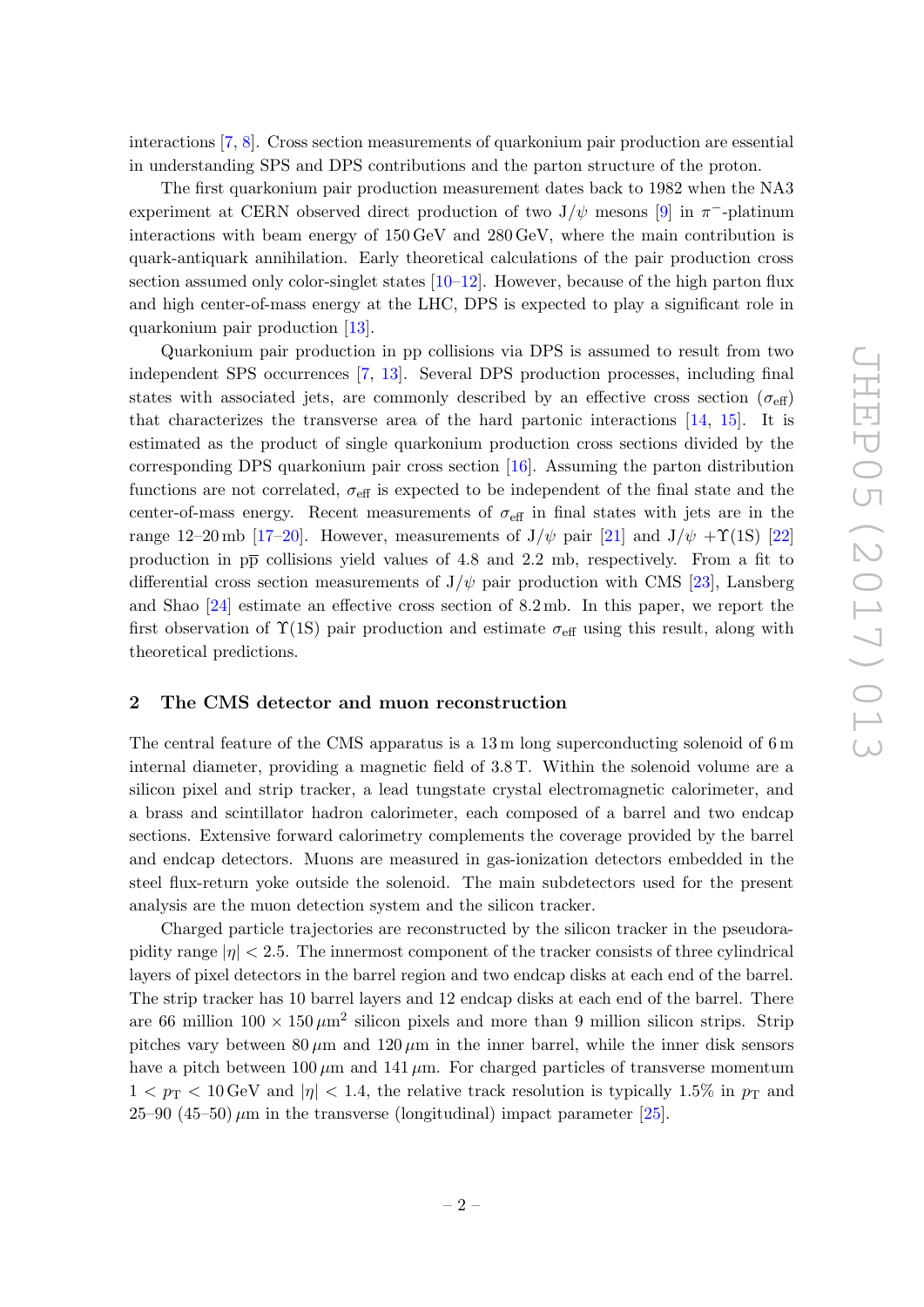interactions [7, 8]. Cross section measurements of quarkonium pair production are essential in understanding SPS and DPS contributions and the parton structure of the proton.

The first quarkonium pair production measurement dates back to 1982 when the NA3 experiment at CERN observed direct production of two $J/\psi$ mesons [9] in $\pi^-$-platinum interactions with beam energy of 150 GeV and 280 GeV, where the main contribution is quark-antiquark annihilation. Early theoretical calculations of the pair production cross section assumed only color-singlet states [10–12]. However, because of the high parton flux and high center-of-mass energy at the LHC, DPS is expected to play a significant role in quarkonium pair production [13].

Quarkonium pair production in pp collisions via DPS is assumed to result from two independent SPS occurrences [7, 13]. Several DPS production processes, including final states with associated jets, are commonly described by an effective cross section ($\sigma_{\rm eff}$) that characterizes the transverse area of the hard partonic interactions [14, 15]. It is estimated as the product of single quarkonium production cross sections divided by the corresponding DPS quarkonium pair cross section [16]. Assuming the parton distribution functions are not correlated, $\sigma_{\rm eff}$ is expected to be independent of the final state and the center-of-mass energy. Recent measurements of $\sigma_{\rm eff}$ in final states with jets are in the range 12–20 mb [17–20]. However, measurements of $J/\psi$ pair [21] and $J/\psi + \Upsilon(1S)$ [22] production in $p\overline{p}$ collisions yield values of 4.8 and 2.2 mb, respectively. From a fit to differential cross section measurements of $J/\psi$ pair production with CMS [23], Lansberg and Shao [24] estimate an effective cross section of 8.2 mb. In this paper, we report the first observation of $\Upsilon(1S)$ pair production and estimate $\sigma_{\rm eff}$ using this result, along with theoretical predictions.

## 2 The CMS detector and muon reconstruction

The central feature of the CMS apparatus is a 13 m long superconducting solenoid of 6 m internal diameter, providing a magnetic field of 3.8 T. Within the solenoid volume are a silicon pixel and strip tracker, a lead tungstate crystal electromagnetic calorimeter, and a brass and scintillator hadron calorimeter, each composed of a barrel and two endcap sections. Extensive forward calorimetry complements the coverage provided by the barrel and endcap detectors. Muons are measured in gas-ionization detectors embedded in the steel flux-return yoke outside the solenoid. The main subdetectors used for the present analysis are the muon detection system and the silicon tracker.

Charged particle trajectories are reconstructed by the silicon tracker in the pseudorapidity range $|\eta| < 2.5$. The innermost component of the tracker consists of three cylindrical layers of pixel detectors in the barrel region and two endcap disks at each end of the barrel. The strip tracker has 10 barrel layers and 12 endcap disks at each end of the barrel. There are 66 million $100 \times 150\,\mu\text{m}^2$ silicon pixels and more than 9 million silicon strips. Strip pitches vary between $80\,\mu$m and $120\,\mu$m in the inner barrel, while the inner disk sensors have a pitch between $100\,\mu$m and $141\,\mu$m. For charged particles of transverse momentum $1 < p_{\rm T} < 10$ GeV and $|\eta| < 1.4$, the relative track resolution is typically 1.5% in $p_{\rm T}$ and 25–90 (45–50) $\mu$m in the transverse (longitudinal) impact parameter [25].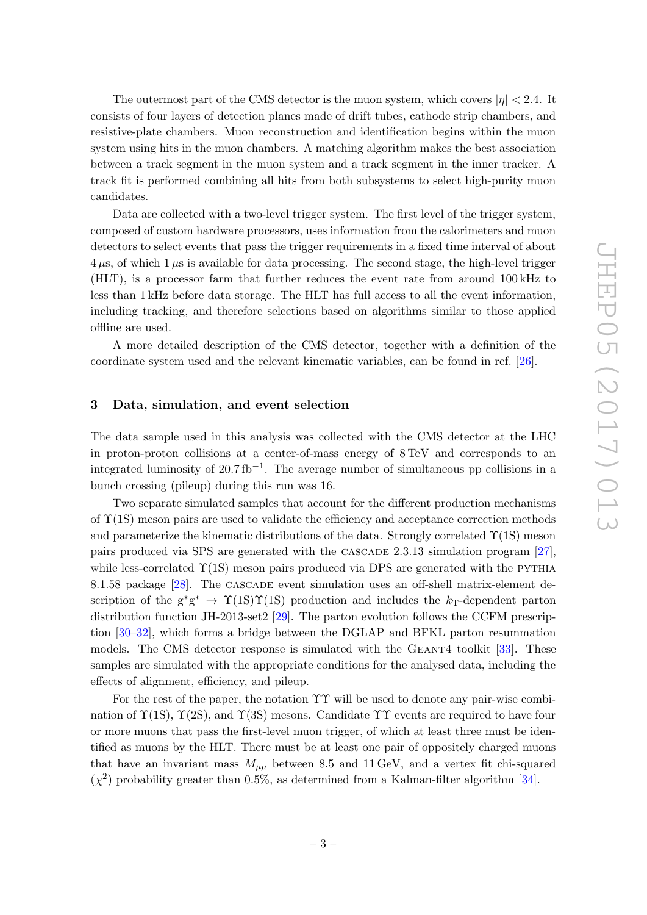The outermost part of the CMS detector is the muon system, which covers $|\eta| < 2.4$. It consists of four layers of detection planes made of drift tubes, cathode strip chambers, and resistive-plate chambers. Muon reconstruction and identification begins within the muon system using hits in the muon chambers. A matching algorithm makes the best association between a track segment in the muon system and a track segment in the inner tracker. A track fit is performed combining all hits from both subsystems to select high-purity muon candidates.

Data are collected with a two-level trigger system. The first level of the trigger system, composed of custom hardware processors, uses information from the calorimeters and muon detectors to select events that pass the trigger requirements in a fixed time interval of about $4\,\mu$s, of which $1\,\mu$s is available for data processing. The second stage, the high-level trigger (HLT), is a processor farm that further reduces the event rate from around 100 kHz to less than 1 kHz before data storage. The HLT has full access to all the event information, including tracking, and therefore selections based on algorithms similar to those applied offline are used.

A more detailed description of the CMS detector, together with a definition of the coordinate system used and the relevant kinematic variables, can be found in ref. [26].

## 3 Data, simulation, and event selection

The data sample used in this analysis was collected with the CMS detector at the LHC in proton-proton collisions at a center-of-mass energy of 8 TeV and corresponds to an integrated luminosity of $20.7\,\text{fb}^{-1}$. The average number of simultaneous pp collisions in a bunch crossing (pileup) during this run was 16.

Two separate simulated samples that account for the different production mechanisms of $\Upsilon$(1S) meson pairs are used to validate the efficiency and acceptance correction methods and parameterize the kinematic distributions of the data. Strongly correlated $\Upsilon$(1S) meson pairs produced via SPS are generated with the CASCADE 2.3.13 simulation program [27], while less-correlated $\Upsilon$(1S) meson pairs produced via DPS are generated with the PYTHIA 8.1.58 package [28]. The CASCADE event simulation uses an off-shell matrix-element description of the $g^*g^* \to \Upsilon(1S)\Upsilon(1S)$ production and includes the $k_T$-dependent parton distribution function JH-2013-set2 [29]. The parton evolution follows the CCFM prescription [30–32], which forms a bridge between the DGLAP and BFKL parton resummation models. The CMS detector response is simulated with the GEANT4 toolkit [33]. These samples are simulated with the appropriate conditions for the analysed data, including the effects of alignment, efficiency, and pileup.

For the rest of the paper, the notation $\Upsilon\Upsilon$ will be used to denote any pair-wise combination of $\Upsilon$(1S), $\Upsilon$(2S), and $\Upsilon$(3S) mesons. Candidate $\Upsilon\Upsilon$ events are required to have four or more muons that pass the first-level muon trigger, of which at least three must be identified as muons by the HLT. There must be at least one pair of oppositely charged muons that have an invariant mass $M_{\mu\mu}$ between 8.5 and 11 GeV, and a vertex fit chi-squared ($\chi^2$) probability greater than 0.5%, as determined from a Kalman-filter algorithm [34].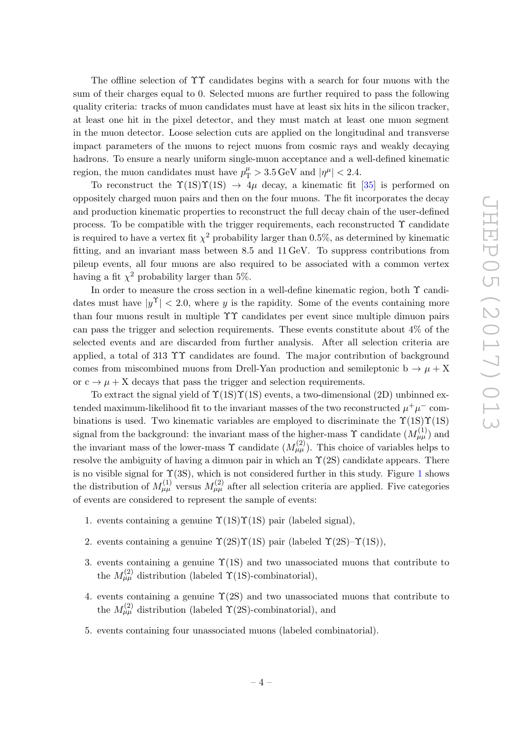The offline selection of $\Upsilon\Upsilon$ candidates begins with a search for four muons with the sum of their charges equal to 0. Selected muons are further required to pass the following quality criteria: tracks of muon candidates must have at least six hits in the silicon tracker, at least one hit in the pixel detector, and they must match at least one muon segment in the muon detector. Loose selection cuts are applied on the longitudinal and transverse impact parameters of the muons to reject muons from cosmic rays and weakly decaying hadrons. To ensure a nearly uniform single-muon acceptance and a well-defined kinematic region, the muon candidates must have $p_{\mathrm{T}}^{\mu} > 3.5\,\mathrm{GeV}$ and $|\eta^{\mu}| < 2.4$.

To reconstruct the $\Upsilon(1\mathrm{S})\Upsilon(1\mathrm{S}) \rightarrow 4\mu$ decay, a kinematic fit [35] is performed on oppositely charged muon pairs and then on the four muons. The fit incorporates the decay and production kinematic properties to reconstruct the full decay chain of the user-defined process. To be compatible with the trigger requirements, each reconstructed $\Upsilon$ candidate is required to have a vertex fit $\chi^2$ probability larger than 0.5%, as determined by kinematic fitting, and an invariant mass between 8.5 and 11 GeV. To suppress contributions from pileup events, all four muons are also required to be associated with a common vertex having a fit $\chi^2$ probability larger than 5%.

In order to measure the cross section in a well-define kinematic region, both $\Upsilon$ candidates must have $|y^{\Upsilon}| < 2.0$, where $y$ is the rapidity. Some of the events containing more than four muons result in multiple $\Upsilon\Upsilon$ candidates per event since multiple dimuon pairs can pass the trigger and selection requirements. These events constitute about 4% of the selected events and are discarded from further analysis. After all selection criteria are applied, a total of 313 $\Upsilon\Upsilon$ candidates are found. The major contribution of background comes from miscombined muons from Drell-Yan production and semileptonic $\mathrm{b} \rightarrow \mu + \mathrm{X}$ or $\mathrm{c} \rightarrow \mu + \mathrm{X}$ decays that pass the trigger and selection requirements.

To extract the signal yield of $\Upsilon(1\mathrm{S})\Upsilon(1\mathrm{S})$ events, a two-dimensional (2D) unbinned extended maximum-likelihood fit to the invariant masses of the two reconstructed $\mu^+\mu^-$ combinations is used. Two kinematic variables are employed to discriminate the $\Upsilon(1\mathrm{S})\Upsilon(1\mathrm{S})$ signal from the background: the invariant mass of the higher-mass $\Upsilon$ candidate ($M_{\mu\mu}^{(1)}$) and the invariant mass of the lower-mass $\Upsilon$ candidate ($M_{\mu\mu}^{(2)}$). This choice of variables helps to resolve the ambiguity of having a dimuon pair in which an $\Upsilon(2\mathrm{S})$ candidate appears. There is no visible signal for $\Upsilon(3\mathrm{S})$, which is not considered further in this study. Figure 1 shows the distribution of $M_{\mu\mu}^{(1)}$ versus $M_{\mu\mu}^{(2)}$ after all selection criteria are applied. Five categories of events are considered to represent the sample of events:

1. events containing a genuine $\Upsilon(1\mathrm{S})\Upsilon(1\mathrm{S})$ pair (labeled signal),
2. events containing a genuine $\Upsilon(2\mathrm{S})\Upsilon(1\mathrm{S})$ pair (labeled $\Upsilon(2\mathrm{S})$–$\Upsilon(1\mathrm{S})$),
3. events containing a genuine $\Upsilon(1\mathrm{S})$ and two unassociated muons that contribute to the $M_{\mu\mu}^{(2)}$ distribution (labeled $\Upsilon(1\mathrm{S})$-combinatorial),
4. events containing a genuine $\Upsilon(2\mathrm{S})$ and two unassociated muons that contribute to the $M_{\mu\mu}^{(2)}$ distribution (labeled $\Upsilon(2\mathrm{S})$-combinatorial), and
5. events containing four unassociated muons (labeled combinatorial).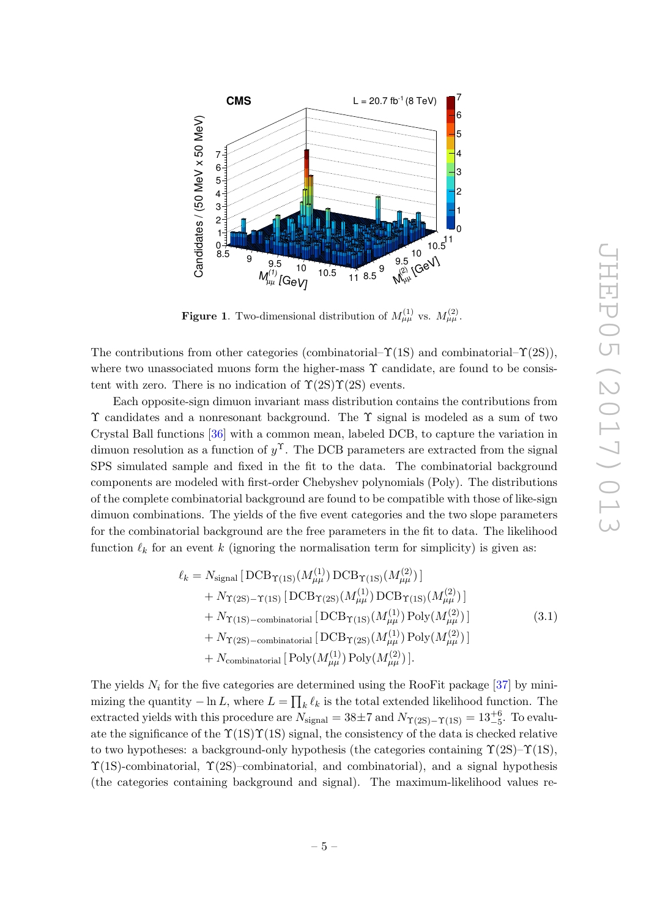**Figure 1**. Two-dimensional distribution of $M_{\mu\mu}^{(1)}$ vs. $M_{\mu\mu}^{(2)}$.

The contributions from other categories (combinatorial–$\Upsilon(1S)$ and combinatorial–$\Upsilon(2S)$), where two unassociated muons form the higher-mass $\Upsilon$ candidate, are found to be consistent with zero. There is no indication of $\Upsilon(2S)\Upsilon(2S)$ events.

Each opposite-sign dimuon invariant mass distribution contains the contributions from $\Upsilon$ candidates and a nonresonant background. The $\Upsilon$ signal is modeled as a sum of two Crystal Ball functions [36] with a common mean, labeled DCB, to capture the variation in dimuon resolution as a function of $y^{\Upsilon}$. The DCB parameters are extracted from the signal SPS simulated sample and fixed in the fit to the data. The combinatorial background components are modeled with first-order Chebyshev polynomials (Poly). The distributions of the complete combinatorial background are found to be compatible with those of like-sign dimuon combinations. The yields of the five event categories and the two slope parameters for the combinatorial background are the free parameters in the fit to data. The likelihood function $\ell_k$ for an event $k$ (ignoring the normalisation term for simplicity) is given as:

$$
\begin{aligned}
\ell_k = {} & N_{\text{signal}} \left[ \mathrm{DCB}_{\Upsilon(1S)}(M_{\mu\mu}^{(1)}) \, \mathrm{DCB}_{\Upsilon(1S)}(M_{\mu\mu}^{(2)}) \right] \\
& + N_{\Upsilon(2S)-\Upsilon(1S)} \left[ \mathrm{DCB}_{\Upsilon(2S)}(M_{\mu\mu}^{(1)}) \, \mathrm{DCB}_{\Upsilon(1S)}(M_{\mu\mu}^{(2)}) \right] \\
& + N_{\Upsilon(1S)-\text{combinatorial}} \left[ \mathrm{DCB}_{\Upsilon(1S)}(M_{\mu\mu}^{(1)}) \, \mathrm{Poly}(M_{\mu\mu}^{(2)}) \right] \\
& + N_{\Upsilon(2S)-\text{combinatorial}} \left[ \mathrm{DCB}_{\Upsilon(2S)}(M_{\mu\mu}^{(1)}) \, \mathrm{Poly}(M_{\mu\mu}^{(2)}) \right] \\
& + N_{\text{combinatorial}} \left[ \mathrm{Poly}(M_{\mu\mu}^{(1)}) \, \mathrm{Poly}(M_{\mu\mu}^{(2)}) \right].
\end{aligned}
\tag{3.1}
$$

The yields $N_i$ for the five categories are determined using the RooFit package [37] by minimizing the quantity $-\ln L$, where $L = \prod_k \ell_k$ is the total extended likelihood function. The extracted yields with this procedure are $N_{\text{signal}} = 38 \pm 7$ and $N_{\Upsilon(2S)-\Upsilon(1S)} = 13^{+6}_{-5}$. To evaluate the significance of the $\Upsilon(1S)\Upsilon(1S)$ signal, the consistency of the data is checked relative to two hypotheses: a background-only hypothesis (the categories containing $\Upsilon(2S)$–$\Upsilon(1S)$, $\Upsilon(1S)$-combinatorial, $\Upsilon(2S)$–combinatorial, and combinatorial), and a signal hypothesis (the categories containing background and signal). The maximum-likelihood values re-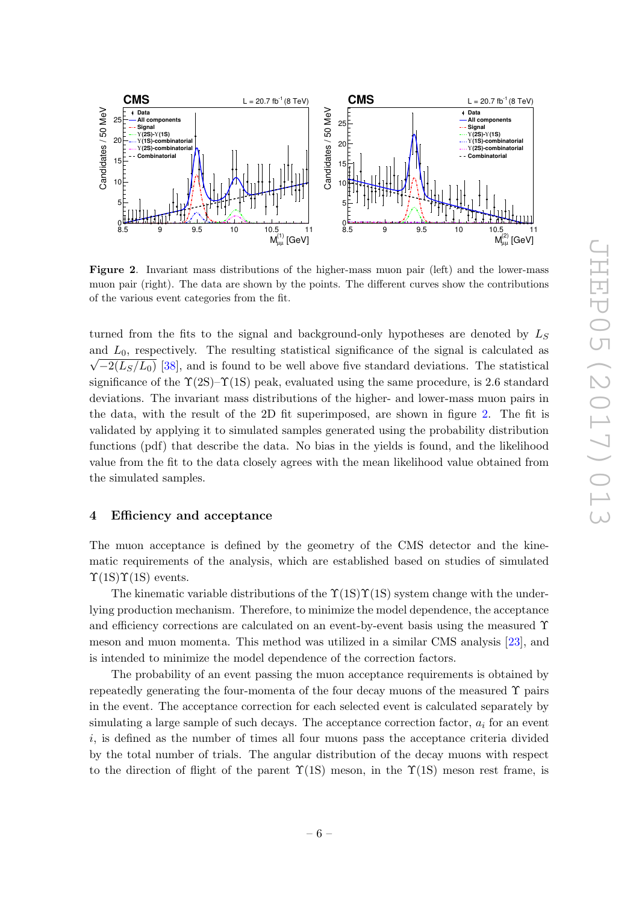**Figure 2**. Invariant mass distributions of the higher-mass muon pair (left) and the lower-mass muon pair (right). The data are shown by the points. The different curves show the contributions of the various event categories from the fit.

turned from the fits to the signal and background-only hypotheses are denoted by $L_S$ and $L_0$, respectively. The resulting statistical significance of the signal is calculated as $\sqrt{-2(L_S/L_0)}$ [38], and is found to be well above five standard deviations. The statistical significance of the $\Upsilon(2S)$–$\Upsilon(1S)$ peak, evaluated using the same procedure, is 2.6 standard deviations. The invariant mass distributions of the higher- and lower-mass muon pairs in the data, with the result of the 2D fit superimposed, are shown in figure 2. The fit is validated by applying it to simulated samples generated using the probability distribution functions (pdf) that describe the data. No bias in the yields is found, and the likelihood value from the fit to the data closely agrees with the mean likelihood value obtained from the simulated samples.

## 4 Efficiency and acceptance

The muon acceptance is defined by the geometry of the CMS detector and the kinematic requirements of the analysis, which are established based on studies of simulated $\Upsilon(1S)\Upsilon(1S)$ events.

The kinematic variable distributions of the $\Upsilon(1S)\Upsilon(1S)$ system change with the underlying production mechanism. Therefore, to minimize the model dependence, the acceptance and efficiency corrections are calculated on an event-by-event basis using the measured $\Upsilon$ meson and muon momenta. This method was utilized in a similar CMS analysis [23], and is intended to minimize the model dependence of the correction factors.

The probability of an event passing the muon acceptance requirements is obtained by repeatedly generating the four-momenta of the four decay muons of the measured $\Upsilon$ pairs in the event. The acceptance correction for each selected event is calculated separately by simulating a large sample of such decays. The acceptance correction factor, $a_i$ for an event $i$, is defined as the number of times all four muons pass the acceptance criteria divided by the total number of trials. The angular distribution of the decay muons with respect to the direction of flight of the parent $\Upsilon(1S)$ meson, in the $\Upsilon(1S)$ meson rest frame, is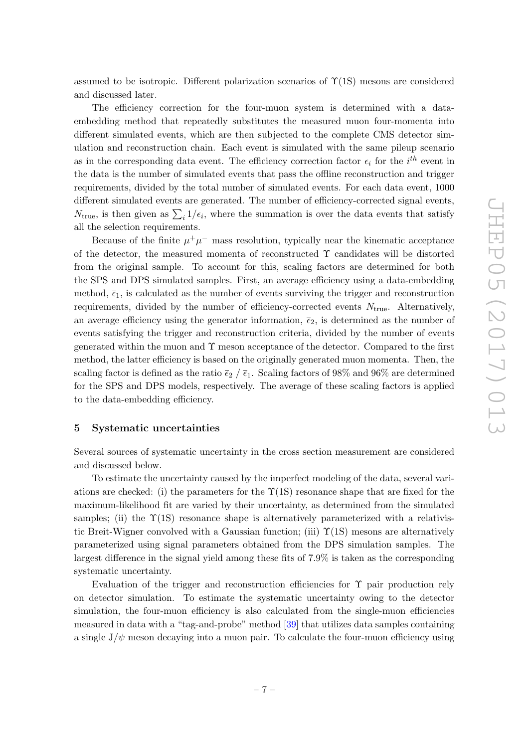assumed to be isotropic. Different polarization scenarios of $\Upsilon(1S)$ mesons are considered and discussed later.

The efficiency correction for the four-muon system is determined with a data-embedding method that repeatedly substitutes the measured muon four-momenta into different simulated events, which are then subjected to the complete CMS detector simulation and reconstruction chain. Each event is simulated with the same pileup scenario as in the corresponding data event. The efficiency correction factor $\epsilon_i$ for the $i^{th}$ event in the data is the number of simulated events that pass the offline reconstruction and trigger requirements, divided by the total number of simulated events. For each data event, 1000 different simulated events are generated. The number of efficiency-corrected signal events, $N_{\text{true}}$, is then given as $\sum_i 1/\epsilon_i$, where the summation is over the data events that satisfy all the selection requirements.

Because of the finite $\mu^+\mu^-$ mass resolution, typically near the kinematic acceptance of the detector, the measured momenta of reconstructed $\Upsilon$ candidates will be distorted from the original sample. To account for this, scaling factors are determined for both the SPS and DPS simulated samples. First, an average efficiency using a data-embedding method, $\bar{\epsilon}_1$, is calculated as the number of events surviving the trigger and reconstruction requirements, divided by the number of efficiency-corrected events $N_{\text{true}}$. Alternatively, an average efficiency using the generator information, $\bar{\epsilon}_2$, is determined as the number of events satisfying the trigger and reconstruction criteria, divided by the number of events generated within the muon and $\Upsilon$ meson acceptance of the detector. Compared to the first method, the latter efficiency is based on the originally generated muon momenta. Then, the scaling factor is defined as the ratio $\bar{\epsilon}_2$ / $\bar{\epsilon}_1$. Scaling factors of 98% and 96% are determined for the SPS and DPS models, respectively. The average of these scaling factors is applied to the data-embedding efficiency.

## 5 Systematic uncertainties

Several sources of systematic uncertainty in the cross section measurement are considered and discussed below.

To estimate the uncertainty caused by the imperfect modeling of the data, several variations are checked: (i) the parameters for the $\Upsilon(1S)$ resonance shape that are fixed for the maximum-likelihood fit are varied by their uncertainty, as determined from the simulated samples; (ii) the $\Upsilon(1S)$ resonance shape is alternatively parameterized with a relativistic Breit-Wigner convolved with a Gaussian function; (iii) $\Upsilon(1S)$ mesons are alternatively parameterized using signal parameters obtained from the DPS simulation samples. The largest difference in the signal yield among these fits of 7.9% is taken as the corresponding systematic uncertainty.

Evaluation of the trigger and reconstruction efficiencies for $\Upsilon$ pair production rely on detector simulation. To estimate the systematic uncertainty owing to the detector simulation, the four-muon efficiency is also calculated from the single-muon efficiencies measured in data with a "tag-and-probe" method [39] that utilizes data samples containing a single $J/\psi$ meson decaying into a muon pair. To calculate the four-muon efficiency using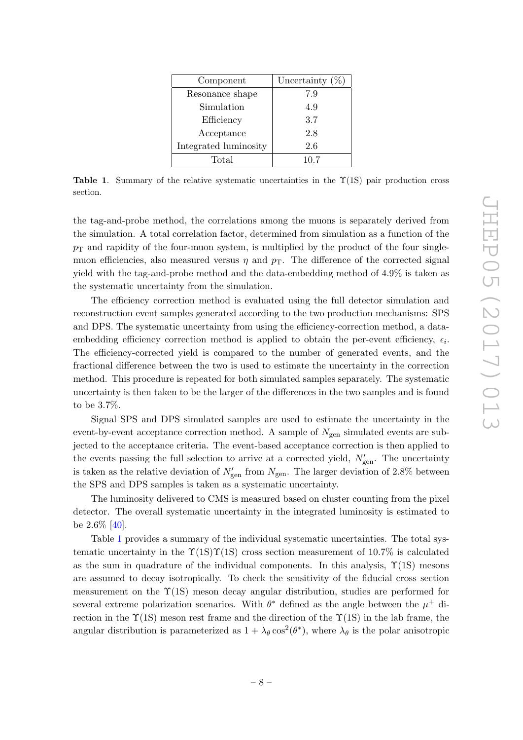| Component | Uncertainty (%) |
|---|---|
| Resonance shape | 7.9 |
| Simulation | 4.9 |
| Efficiency | 3.7 |
| Acceptance | 2.8 |
| Integrated luminosity | 2.6 |
| Total | 10.7 |

**Table 1**. Summary of the relative systematic uncertainties in the $\Upsilon(1S)$ pair production cross section.

the tag-and-probe method, the correlations among the muons is separately derived from the simulation. A total correlation factor, determined from simulation as a function of the $p_T$ and rapidity of the four-muon system, is multiplied by the product of the four single-muon efficiencies, also measured versus $\eta$ and $p_T$. The difference of the corrected signal yield with the tag-and-probe method and the data-embedding method of 4.9% is taken as the systematic uncertainty from the simulation.

The efficiency correction method is evaluated using the full detector simulation and reconstruction event samples generated according to the two production mechanisms: SPS and DPS. The systematic uncertainty from using the efficiency-correction method, a data-embedding efficiency correction method is applied to obtain the per-event efficiency, $\epsilon_i$. The efficiency-corrected yield is compared to the number of generated events, and the fractional difference between the two is used to estimate the uncertainty in the correction method. This procedure is repeated for both simulated samples separately. The systematic uncertainty is then taken to be the larger of the differences in the two samples and is found to be 3.7%.

Signal SPS and DPS simulated samples are used to estimate the uncertainty in the event-by-event acceptance correction method. A sample of $N_{\text{gen}}$ simulated events are subjected to the acceptance criteria. The event-based acceptance correction is then applied to the events passing the full selection to arrive at a corrected yield, $N'_{\text{gen}}$. The uncertainty is taken as the relative deviation of $N'_{\text{gen}}$ from $N_{\text{gen}}$. The larger deviation of 2.8% between the SPS and DPS samples is taken as a systematic uncertainty.

The luminosity delivered to CMS is measured based on cluster counting from the pixel detector. The overall systematic uncertainty in the integrated luminosity is estimated to be 2.6% [40].

Table 1 provides a summary of the individual systematic uncertainties. The total systematic uncertainty in the $\Upsilon(1S)\Upsilon(1S)$ cross section measurement of 10.7% is calculated as the sum in quadrature of the individual components. In this analysis, $\Upsilon(1S)$ mesons are assumed to decay isotropically. To check the sensitivity of the fiducial cross section measurement on the $\Upsilon(1S)$ meson decay angular distribution, studies are performed for several extreme polarization scenarios. With $\theta^*$ defined as the angle between the $\mu^+$ direction in the $\Upsilon(1S)$ meson rest frame and the direction of the $\Upsilon(1S)$ in the lab frame, the angular distribution is parameterized as $1 + \lambda_\theta \cos^2(\theta^*)$, where $\lambda_\theta$ is the polar anisotropic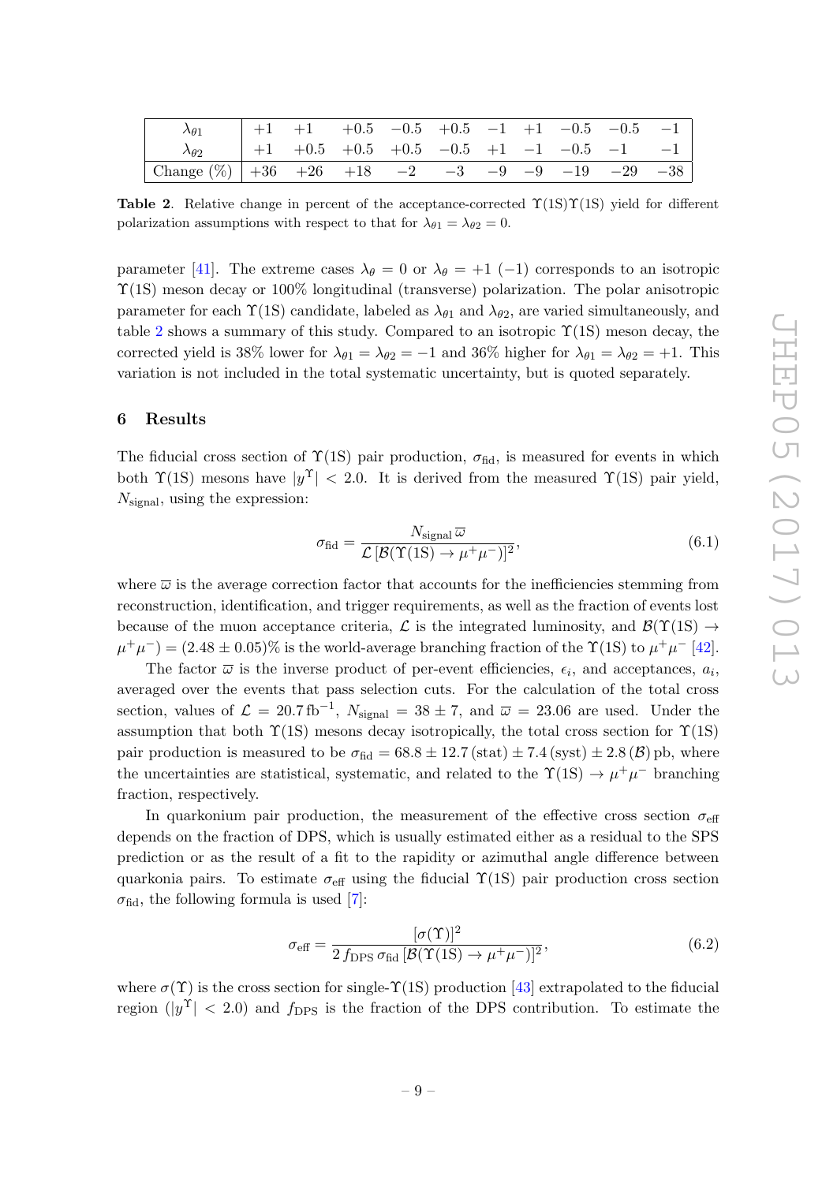| $\lambda_{\theta 1}$ | +1 | +1 | +0.5 | −0.5 | +0.5 | −1 | +1 | −0.5 | −0.5 | −1 |
|---|---|---|---|---|---|---|---|---|---|---|
| $\lambda_{\theta 2}$ | +1 | +0.5 | +0.5 | +0.5 | −0.5 | +1 | −1 | −0.5 | −1 | −1 |
| Change (%) | +36 | +26 | +18 | −2 | −3 | −9 | −9 | −19 | −29 | −38 |

**Table 2**. Relative change in percent of the acceptance-corrected $\Upsilon(1S)\Upsilon(1S)$ yield for different polarization assumptions with respect to that for $\lambda_{\theta 1} = \lambda_{\theta 2} = 0$.

parameter [41]. The extreme cases $\lambda_\theta = 0$ or $\lambda_\theta = +1$ $(-1)$ corresponds to an isotropic $\Upsilon(1S)$ meson decay or 100% longitudinal (transverse) polarization. The polar anisotropic parameter for each $\Upsilon(1S)$ candidate, labeled as $\lambda_{\theta 1}$ and $\lambda_{\theta 2}$, are varied simultaneously, and table 2 shows a summary of this study. Compared to an isotropic $\Upsilon(1S)$ meson decay, the corrected yield is 38% lower for $\lambda_{\theta 1} = \lambda_{\theta 2} = -1$ and 36% higher for $\lambda_{\theta 1} = \lambda_{\theta 2} = +1$. This variation is not included in the total systematic uncertainty, but is quoted separately.

## 6 Results

The fiducial cross section of $\Upsilon(1S)$ pair production, $\sigma_{\text{fid}}$, is measured for events in which both $\Upsilon(1S)$ mesons have $|y^\Upsilon| < 2.0$. It is derived from the measured $\Upsilon(1S)$ pair yield, $N_{\text{signal}}$, using the expression:

$$\sigma_{\text{fid}} = \frac{N_{\text{signal}}\,\varpi}{\mathcal{L}\,[\mathcal{B}(\Upsilon(1S) \to \mu^+\mu^-)]^2}, \tag{6.1}$$

where $\varpi$ is the average correction factor that accounts for the inefficiencies stemming from reconstruction, identification, and trigger requirements, as well as the fraction of events lost because of the muon acceptance criteria, $\mathcal{L}$ is the integrated luminosity, and $\mathcal{B}(\Upsilon(1S) \to \mu^+\mu^-) = (2.48 \pm 0.05)\%$ is the world-average branching fraction of the $\Upsilon(1S)$ to $\mu^+\mu^-$ [42].

The factor $\varpi$ is the inverse product of per-event efficiencies, $\epsilon_i$, and acceptances, $a_i$, averaged over the events that pass selection cuts. For the calculation of the total cross section, values of $\mathcal{L} = 20.7\,\text{fb}^{-1}$, $N_{\text{signal}} = 38 \pm 7$, and $\varpi = 23.06$ are used. Under the assumption that both $\Upsilon(1S)$ mesons decay isotropically, the total cross section for $\Upsilon(1S)$ pair production is measured to be $\sigma_{\text{fid}} = 68.8 \pm 12.7\,(\text{stat}) \pm 7.4\,(\text{syst}) \pm 2.8\,(\mathcal{B})$ pb, where the uncertainties are statistical, systematic, and related to the $\Upsilon(1S) \to \mu^+\mu^-$ branching fraction, respectively.

In quarkonium pair production, the measurement of the effective cross section $\sigma_{\text{eff}}$ depends on the fraction of DPS, which is usually estimated either as a residual to the SPS prediction or as the result of a fit to the rapidity or azimuthal angle difference between quarkonia pairs. To estimate $\sigma_{\text{eff}}$ using the fiducial $\Upsilon(1S)$ pair production cross section $\sigma_{\text{fid}}$, the following formula is used [7]:

$$\sigma_{\text{eff}} = \frac{[\sigma(\Upsilon)]^2}{2\,f_{\text{DPS}}\,\sigma_{\text{fid}}\,[\mathcal{B}(\Upsilon(1S) \to \mu^+\mu^-)]^2}, \tag{6.2}$$

where $\sigma(\Upsilon)$ is the cross section for single-$\Upsilon(1S)$ production [43] extrapolated to the fiducial region ($|y^\Upsilon| < 2.0$) and $f_{\text{DPS}}$ is the fraction of the DPS contribution. To estimate the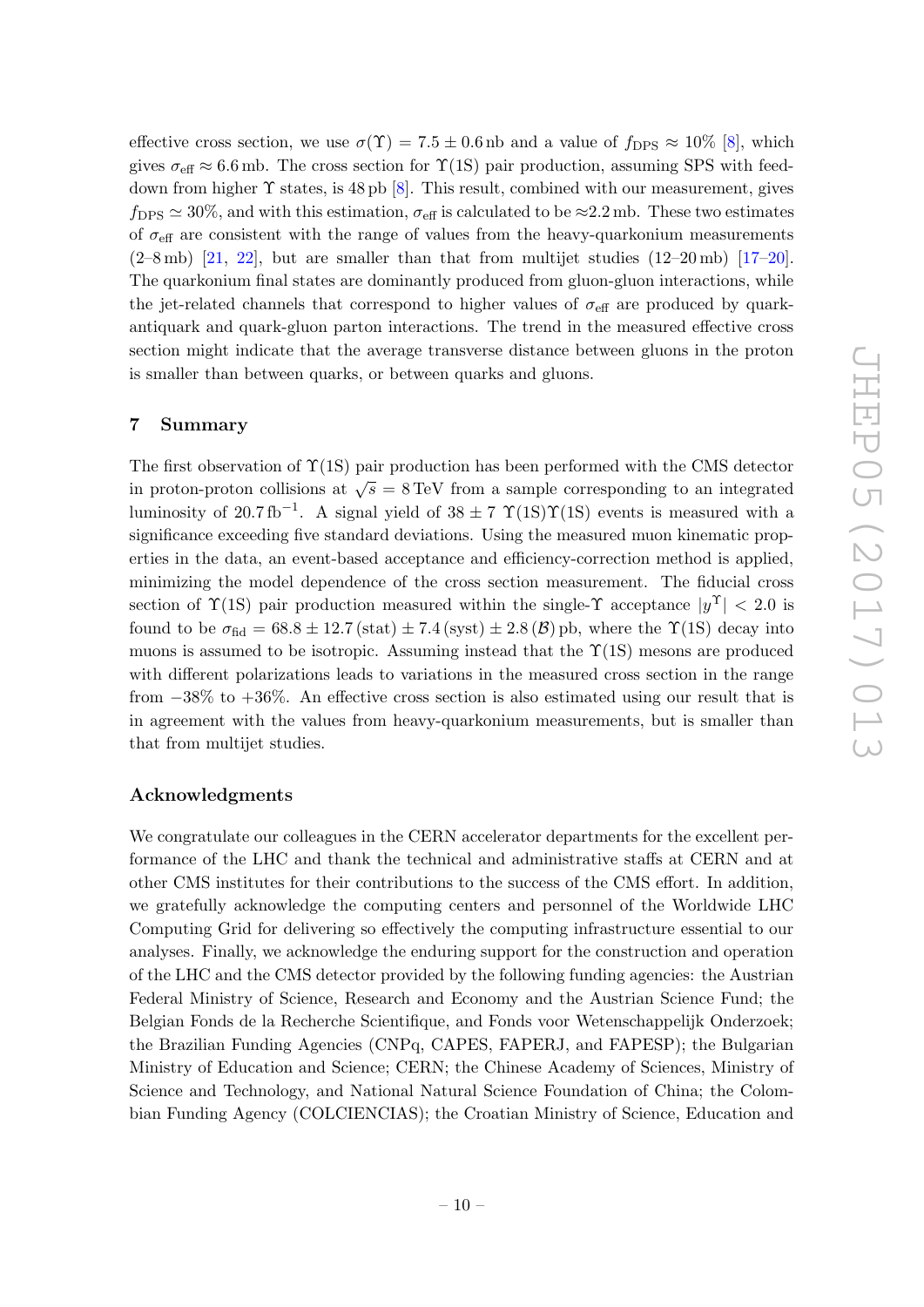effective cross section, we use $\sigma(\Upsilon) = 7.5 \pm 0.6\,\text{nb}$ and a value of $f_{\text{DPS}} \approx 10\%$ [8], which gives $\sigma_{\text{eff}} \approx 6.6\,\text{mb}$. The cross section for $\Upsilon(1\text{S})$ pair production, assuming SPS with feed-down from higher $\Upsilon$ states, is 48 pb [8]. This result, combined with our measurement, gives $f_{\text{DPS}} \simeq 30\%$, and with this estimation, $\sigma_{\text{eff}}$ is calculated to be $\approx$2.2 mb. These two estimates of $\sigma_{\text{eff}}$ are consistent with the range of values from the heavy-quarkonium measurements (2–8 mb) [21, 22], but are smaller than that from multijet studies (12–20 mb) [17–20]. The quarkonium final states are dominantly produced from gluon-gluon interactions, while the jet-related channels that correspond to higher values of $\sigma_{\text{eff}}$ are produced by quark-antiquark and quark-gluon parton interactions. The trend in the measured effective cross section might indicate that the average transverse distance between gluons in the proton is smaller than between quarks, or between quarks and gluons.

## 7 Summary

The first observation of $\Upsilon(1\text{S})$ pair production has been performed with the CMS detector in proton-proton collisions at $\sqrt{s} = 8\,\text{TeV}$ from a sample corresponding to an integrated luminosity of $20.7\,\text{fb}^{-1}$. A signal yield of $38 \pm 7$ $\Upsilon(1\text{S})\Upsilon(1\text{S})$ events is measured with a significance exceeding five standard deviations. Using the measured muon kinematic properties in the data, an event-based acceptance and efficiency-correction method is applied, minimizing the model dependence of the cross section measurement. The fiducial cross section of $\Upsilon(1\text{S})$ pair production measured within the single-$\Upsilon$ acceptance $|y^{\Upsilon}| < 2.0$ is found to be $\sigma_{\text{fid}} = 68.8 \pm 12.7\,(\text{stat}) \pm 7.4\,(\text{syst}) \pm 2.8\,(\mathcal{B})\,\text{pb}$, where the $\Upsilon(1\text{S})$ decay into muons is assumed to be isotropic. Assuming instead that the $\Upsilon(1\text{S})$ mesons are produced with different polarizations leads to variations in the measured cross section in the range from $-38\%$ to $+36\%$. An effective cross section is also estimated using our result that is in agreement with the values from heavy-quarkonium measurements, but is smaller than that from multijet studies.

### Acknowledgments

We congratulate our colleagues in the CERN accelerator departments for the excellent performance of the LHC and thank the technical and administrative staffs at CERN and at other CMS institutes for their contributions to the success of the CMS effort. In addition, we gratefully acknowledge the computing centers and personnel of the Worldwide LHC Computing Grid for delivering so effectively the computing infrastructure essential to our analyses. Finally, we acknowledge the enduring support for the construction and operation of the LHC and the CMS detector provided by the following funding agencies: the Austrian Federal Ministry of Science, Research and Economy and the Austrian Science Fund; the Belgian Fonds de la Recherche Scientifique, and Fonds voor Wetenschappelijk Onderzoek; the Brazilian Funding Agencies (CNPq, CAPES, FAPERJ, and FAPESP); the Bulgarian Ministry of Education and Science; CERN; the Chinese Academy of Sciences, Ministry of Science and Technology, and National Natural Science Foundation of China; the Colombian Funding Agency (COLCIENCIAS); the Croatian Ministry of Science, Education and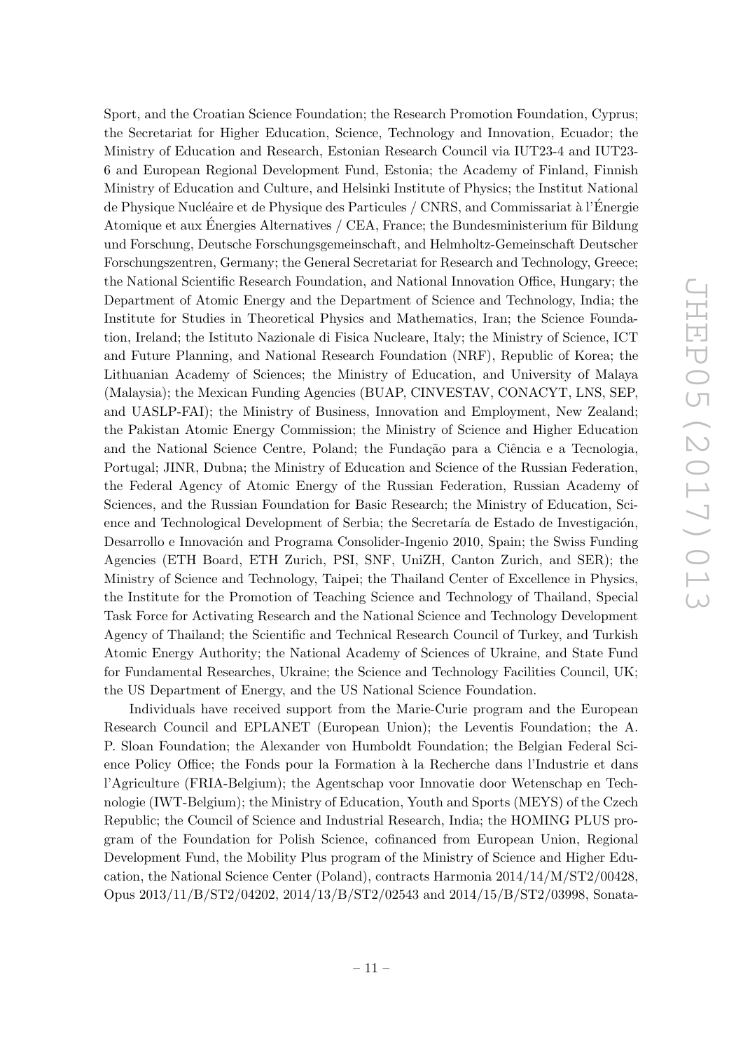Sport, and the Croatian Science Foundation; the Research Promotion Foundation, Cyprus; the Secretariat for Higher Education, Science, Technology and Innovation, Ecuador; the Ministry of Education and Research, Estonian Research Council via IUT23-4 and IUT23-6 and European Regional Development Fund, Estonia; the Academy of Finland, Finnish Ministry of Education and Culture, and Helsinki Institute of Physics; the Institut National de Physique Nucléaire et de Physique des Particules / CNRS, and Commissariat à l'Énergie Atomique et aux Énergies Alternatives / CEA, France; the Bundesministerium für Bildung und Forschung, Deutsche Forschungsgemeinschaft, and Helmholtz-Gemeinschaft Deutscher Forschungszentren, Germany; the General Secretariat for Research and Technology, Greece; the National Scientific Research Foundation, and National Innovation Office, Hungary; the Department of Atomic Energy and the Department of Science and Technology, India; the Institute for Studies in Theoretical Physics and Mathematics, Iran; the Science Foundation, Ireland; the Istituto Nazionale di Fisica Nucleare, Italy; the Ministry of Science, ICT and Future Planning, and National Research Foundation (NRF), Republic of Korea; the Lithuanian Academy of Sciences; the Ministry of Education, and University of Malaya (Malaysia); the Mexican Funding Agencies (BUAP, CINVESTAV, CONACYT, LNS, SEP, and UASLP-FAI); the Ministry of Business, Innovation and Employment, New Zealand; the Pakistan Atomic Energy Commission; the Ministry of Science and Higher Education and the National Science Centre, Poland; the Fundação para a Ciência e a Tecnologia, Portugal; JINR, Dubna; the Ministry of Education and Science of the Russian Federation, the Federal Agency of Atomic Energy of the Russian Federation, Russian Academy of Sciences, and the Russian Foundation for Basic Research; the Ministry of Education, Science and Technological Development of Serbia; the Secretaría de Estado de Investigación, Desarrollo e Innovación and Programa Consolider-Ingenio 2010, Spain; the Swiss Funding Agencies (ETH Board, ETH Zurich, PSI, SNF, UniZH, Canton Zurich, and SER); the Ministry of Science and Technology, Taipei; the Thailand Center of Excellence in Physics, the Institute for the Promotion of Teaching Science and Technology of Thailand, Special Task Force for Activating Research and the National Science and Technology Development Agency of Thailand; the Scientific and Technical Research Council of Turkey, and Turkish Atomic Energy Authority; the National Academy of Sciences of Ukraine, and State Fund for Fundamental Researches, Ukraine; the Science and Technology Facilities Council, UK; the US Department of Energy, and the US National Science Foundation.

Individuals have received support from the Marie-Curie program and the European Research Council and EPLANET (European Union); the Leventis Foundation; the A. P. Sloan Foundation; the Alexander von Humboldt Foundation; the Belgian Federal Science Policy Office; the Fonds pour la Formation à la Recherche dans l'Industrie et dans l'Agriculture (FRIA-Belgium); the Agentschap voor Innovatie door Wetenschap en Technologie (IWT-Belgium); the Ministry of Education, Youth and Sports (MEYS) of the Czech Republic; the Council of Science and Industrial Research, India; the HOMING PLUS program of the Foundation for Polish Science, cofinanced from European Union, Regional Development Fund, the Mobility Plus program of the Ministry of Science and Higher Education, the National Science Center (Poland), contracts Harmonia 2014/14/M/ST2/00428, Opus 2013/11/B/ST2/04202, 2014/13/B/ST2/02543 and 2014/15/B/ST2/03998, Sonata-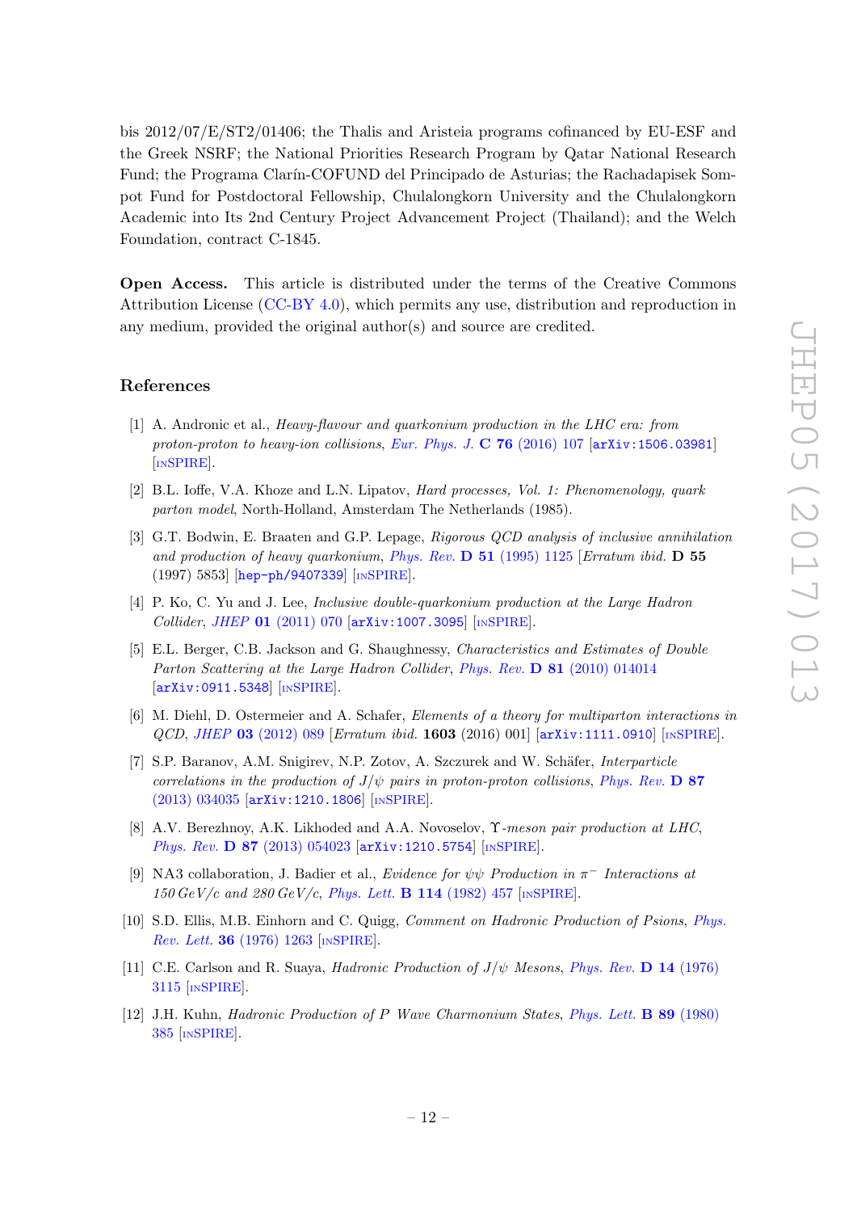bis 2012/07/E/ST2/01406; the Thalis and Aristeia programs cofinanced by EU-ESF and the Greek NSRF; the National Priorities Research Program by Qatar National Research Fund; the Programa Clarín-COFUND del Principado de Asturias; the Rachadapisek Sompot Fund for Postdoctoral Fellowship, Chulalongkorn University and the Chulalongkorn Academic into Its 2nd Century Project Advancement Project (Thailand); and the Welch Foundation, contract C-1845.

**Open Access.** This article is distributed under the terms of the Creative Commons Attribution License (CC-BY 4.0), which permits any use, distribution and reproduction in any medium, provided the original author(s) and source are credited.

## References

[1] A. Andronic et al., *Heavy-flavour and quarkonium production in the LHC era: from proton-proton to heavy-ion collisions*, *Eur. Phys. J.* **C 76** (2016) 107 [arXiv:1506.03981] [INSPIRE].

[2] B.L. Ioffe, V.A. Khoze and L.N. Lipatov, *Hard processes, Vol. 1: Phenomenology, quark parton model*, North-Holland, Amsterdam The Netherlands (1985).

[3] G.T. Bodwin, E. Braaten and G.P. Lepage, *Rigorous QCD analysis of inclusive annihilation and production of heavy quarkonium*, *Phys. Rev.* **D 51** (1995) 1125 [*Erratum ibid.* **D 55** (1997) 5853] [hep-ph/9407339] [INSPIRE].

[4] P. Ko, C. Yu and J. Lee, *Inclusive double-quarkonium production at the Large Hadron Collider*, *JHEP* **01** (2011) 070 [arXiv:1007.3095] [INSPIRE].

[5] E.L. Berger, C.B. Jackson and G. Shaughnessy, *Characteristics and Estimates of Double Parton Scattering at the Large Hadron Collider*, *Phys. Rev.* **D 81** (2010) 014014 [arXiv:0911.5348] [INSPIRE].

[6] M. Diehl, D. Ostermeier and A. Schafer, *Elements of a theory for multiparton interactions in QCD*, *JHEP* **03** (2012) 089 [*Erratum ibid.* **1603** (2016) 001] [arXiv:1111.0910] [INSPIRE].

[7] S.P. Baranov, A.M. Snigirev, N.P. Zotov, A. Szczurek and W. Schäfer, *Interparticle correlations in the production of $J/\psi$ pairs in proton-proton collisions*, *Phys. Rev.* **D 87** (2013) 034035 [arXiv:1210.1806] [INSPIRE].

[8] A.V. Berezhnoy, A.K. Likhoded and A.A. Novoselov, *$\Upsilon$-meson pair production at LHC*, *Phys. Rev.* **D 87** (2013) 054023 [arXiv:1210.5754] [INSPIRE].

[9] NA3 collaboration, J. Badier et al., *Evidence for $\psi\psi$ Production in $\pi^-$ Interactions at 150 GeV/c and 280 GeV/c*, *Phys. Lett.* **B 114** (1982) 457 [INSPIRE].

[10] S.D. Ellis, M.B. Einhorn and C. Quigg, *Comment on Hadronic Production of Psions*, *Phys. Rev. Lett.* **36** (1976) 1263 [INSPIRE].

[11] C.E. Carlson and R. Suaya, *Hadronic Production of $J/\psi$ Mesons*, *Phys. Rev.* **D 14** (1976) 3115 [INSPIRE].

[12] J.H. Kuhn, *Hadronic Production of P Wave Charmonium States*, *Phys. Lett.* **B 89** (1980) 385 [INSPIRE].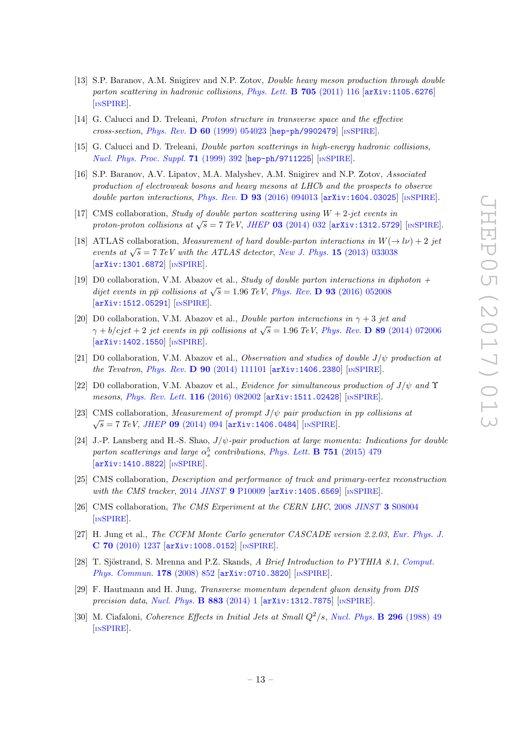[13] S.P. Baranov, A.M. Snigirev and N.P. Zotov, *Double heavy meson production through double parton scattering in hadronic collisions*, Phys. Lett. **B 705** (2011) 116 [arXiv:1105.6276] [INSPIRE].

[14] G. Calucci and D. Treleani, *Proton structure in transverse space and the effective cross-section*, Phys. Rev. **D 60** (1999) 054023 [hep-ph/9902479] [INSPIRE].

[15] G. Calucci and D. Treleani, *Double parton scatterings in high-energy hadronic collisions*, Nucl. Phys. Proc. Suppl. **71** (1999) 392 [hep-ph/9711225] [INSPIRE].

[16] S.P. Baranov, A.V. Lipatov, M.A. Malyshev, A.M. Snigirev and N.P. Zotov, *Associated production of electroweak bosons and heavy mesons at LHCb and the prospects to observe double parton interactions*, Phys. Rev. **D 93** (2016) 094013 [arXiv:1604.03025] [INSPIRE].

[17] CMS collaboration, *Study of double parton scattering using $W + 2$-jet events in proton-proton collisions at $\sqrt{s} = 7$ TeV*, JHEP **03** (2014) 032 [arXiv:1312.5729] [INSPIRE].

[18] ATLAS collaboration, *Measurement of hard double-parton interactions in $W(\to l\nu) + 2$ jet events at $\sqrt{s} = 7$ TeV with the ATLAS detector*, New J. Phys. **15** (2013) 033038 [arXiv:1301.6872] [INSPIRE].

[19] D0 collaboration, V.M. Abazov et al., *Study of double parton interactions in diphoton + dijet events in $p\bar{p}$ collisions at $\sqrt{s} = 1.96$ TeV*, Phys. Rev. **D 93** (2016) 052008 [arXiv:1512.05291] [INSPIRE].

[20] D0 collaboration, V.M. Abazov et al., *Double parton interactions in $\gamma + 3$ jet and $\gamma + b/c$jet $+ 2$ jet events in $p\bar{p}$ collisions at $\sqrt{s} = 1.96$ TeV*, Phys. Rev. **D 89** (2014) 072006 [arXiv:1402.1550] [INSPIRE].

[21] D0 collaboration, V.M. Abazov et al., *Observation and studies of double $J/\psi$ production at the Tevatron*, Phys. Rev. **D 90** (2014) 111101 [arXiv:1406.2380] [INSPIRE].

[22] D0 collaboration, V.M. Abazov et al., *Evidence for simultaneous production of $J/\psi$ and $\Upsilon$ mesons*, Phys. Rev. Lett. **116** (2016) 082002 [arXiv:1511.02428] [INSPIRE].

[23] CMS collaboration, *Measurement of prompt $J/\psi$ pair production in pp collisions at $\sqrt{s} = 7$ TeV*, JHEP **09** (2014) 094 [arXiv:1406.0484] [INSPIRE].

[24] J.-P. Lansberg and H.-S. Shao, *$J/\psi$-pair production at large momenta: Indications for double parton scatterings and large $\alpha_s^5$ contributions*, Phys. Lett. **B 751** (2015) 479 [arXiv:1410.8822] [INSPIRE].

[25] CMS collaboration, *Description and performance of track and primary-vertex reconstruction with the CMS tracker*, 2014 JINST **9** P10009 [arXiv:1405.6569] [INSPIRE].

[26] CMS collaboration, *The CMS Experiment at the CERN LHC*, 2008 JINST **3** S08004 [INSPIRE].

[27] H. Jung et al., *The CCFM Monte Carlo generator CASCADE version 2.2.03*, Eur. Phys. J. **C 70** (2010) 1237 [arXiv:1008.0152] [INSPIRE].

[28] T. Sjöstrand, S. Mrenna and P.Z. Skands, *A Brief Introduction to PYTHIA 8.1*, Comput. Phys. Commun. **178** (2008) 852 [arXiv:0710.3820] [INSPIRE].

[29] F. Hautmann and H. Jung, *Transverse momentum dependent gluon density from DIS precision data*, Nucl. Phys. **B 883** (2014) 1 [arXiv:1312.7875] [INSPIRE].

[30] M. Ciafaloni, *Coherence Effects in Initial Jets at Small $Q^2/s$*, Nucl. Phys. **B 296** (1988) 49 [INSPIRE].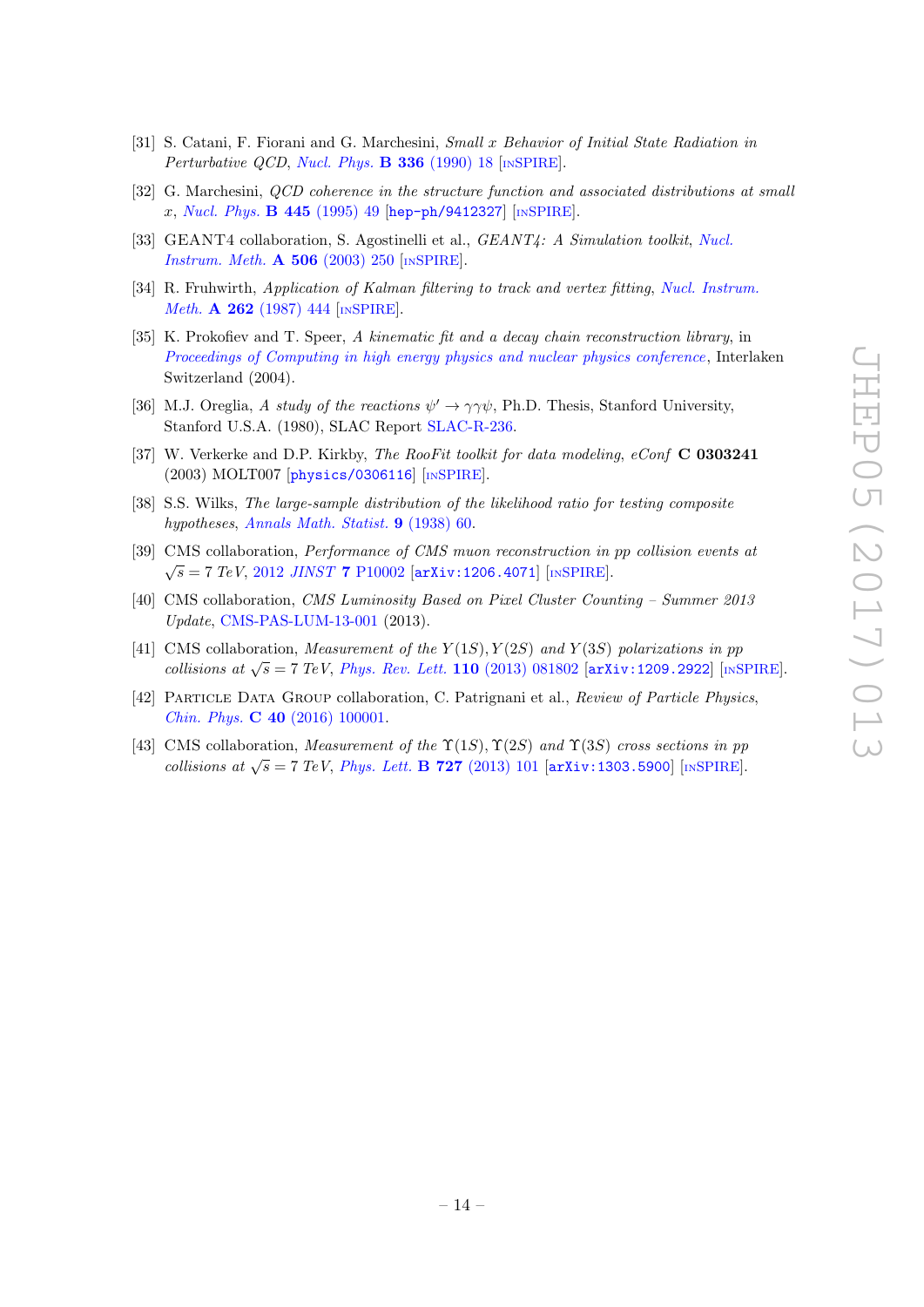[31] S. Catani, F. Fiorani and G. Marchesini, *Small $x$ Behavior of Initial State Radiation in Perturbative QCD*, *Nucl. Phys.* **B 336** (1990) 18 [INSPIRE].

[32] G. Marchesini, *QCD coherence in the structure function and associated distributions at small $x$*, *Nucl. Phys.* **B 445** (1995) 49 [hep-ph/9412327] [INSPIRE].

[33] GEANT4 collaboration, S. Agostinelli et al., *GEANT4: A Simulation toolkit*, *Nucl. Instrum. Meth.* **A 506** (2003) 250 [INSPIRE].

[34] R. Fruhwirth, *Application of Kalman filtering to track and vertex fitting*, *Nucl. Instrum. Meth.* **A 262** (1987) 444 [INSPIRE].

[35] K. Prokofiev and T. Speer, *A kinematic fit and a decay chain reconstruction library*, in *Proceedings of Computing in high energy physics and nuclear physics conference*, Interlaken Switzerland (2004).

[36] M.J. Oreglia, *A study of the reactions $\psi' \to \gamma\gamma\psi$*, Ph.D. Thesis, Stanford University, Stanford U.S.A. (1980), SLAC Report SLAC-R-236.

[37] W. Verkerke and D.P. Kirkby, *The RooFit toolkit for data modeling*, *eConf* **C 0303241** (2003) MOLT007 [physics/0306116] [INSPIRE].

[38] S.S. Wilks, *The large-sample distribution of the likelihood ratio for testing composite hypotheses*, *Annals Math. Statist.* **9** (1938) 60.

[39] CMS collaboration, *Performance of CMS muon reconstruction in pp collision events at $\sqrt{s} = 7$ TeV*, 2012 *JINST* **7** P10002 [arXiv:1206.4071] [INSPIRE].

[40] CMS collaboration, *CMS Luminosity Based on Pixel Cluster Counting – Summer 2013 Update*, CMS-PAS-LUM-13-001 (2013).

[41] CMS collaboration, *Measurement of the $Y(1S)$, $Y(2S)$ and $Y(3S)$ polarizations in pp collisions at $\sqrt{s} = 7$ TeV*, *Phys. Rev. Lett.* **110** (2013) 081802 [arXiv:1209.2922] [INSPIRE].

[42] Particle Data Group collaboration, C. Patrignani et al., *Review of Particle Physics*, *Chin. Phys.* **C 40** (2016) 100001.

[43] CMS collaboration, *Measurement of the $\Upsilon(1S)$, $\Upsilon(2S)$ and $\Upsilon(3S)$ cross sections in pp collisions at $\sqrt{s} = 7$ TeV*, *Phys. Lett.* **B 727** (2013) 101 [arXiv:1303.5900] [INSPIRE].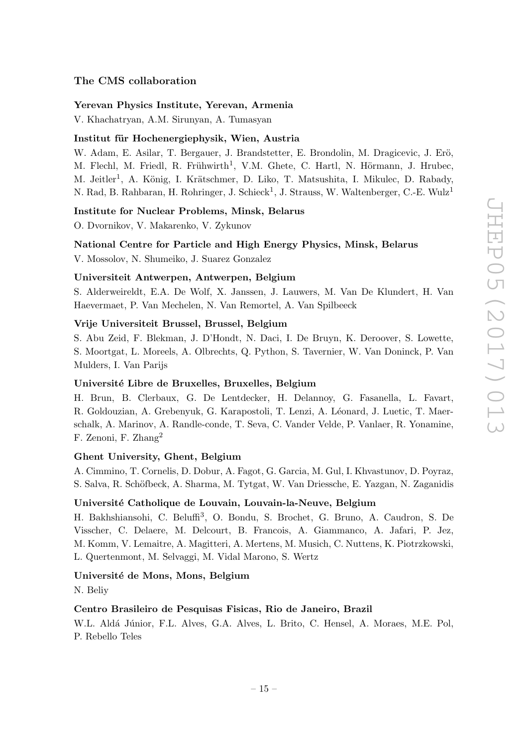### The CMS collaboration

**Yerevan Physics Institute, Yerevan, Armenia**

V. Khachatryan, A.M. Sirunyan, A. Tumasyan

**Institut für Hochenergiephysik, Wien, Austria**

W. Adam, E. Asilar, T. Bergauer, J. Brandstetter, E. Brondolin, M. Dragicevic, J. Erö, M. Flechl, M. Friedl, R. Frühwirth[1], V.M. Ghete, C. Hartl, N. Hörmann, J. Hrubec, M. Jeitler[1], A. König, I. Krätschmer, D. Liko, T. Matsushita, I. Mikulec, D. Rabady, N. Rad, B. Rahbaran, H. Rohringer, J. Schieck[1], J. Strauss, W. Waltenberger, C.-E. Wulz[1]

**Institute for Nuclear Problems, Minsk, Belarus**

O. Dvornikov, V. Makarenko, V. Zykunov

**National Centre for Particle and High Energy Physics, Minsk, Belarus**

V. Mossolov, N. Shumeiko, J. Suarez Gonzalez

**Universiteit Antwerpen, Antwerpen, Belgium**

S. Alderweireldt, E.A. De Wolf, X. Janssen, J. Lauwers, M. Van De Klundert, H. Van Haevermaet, P. Van Mechelen, N. Van Remortel, A. Van Spilbeeck

**Vrije Universiteit Brussel, Brussel, Belgium**

S. Abu Zeid, F. Blekman, J. D'Hondt, N. Daci, I. De Bruyn, K. Deroover, S. Lowette, S. Moortgat, L. Moreels, A. Olbrechts, Q. Python, S. Tavernier, W. Van Doninck, P. Van Mulders, I. Van Parijs

**Université Libre de Bruxelles, Bruxelles, Belgium**

H. Brun, B. Clerbaux, G. De Lentdecker, H. Delannoy, G. Fasanella, L. Favart, R. Goldouzian, A. Grebenyuk, G. Karapostoli, T. Lenzi, A. Léonard, J. Luetic, T. Maerschalk, A. Marinov, A. Randle-conde, T. Seva, C. Vander Velde, P. Vanlaer, R. Yonamine, F. Zenoni, F. Zhang[2]

**Ghent University, Ghent, Belgium**

A. Cimmino, T. Cornelis, D. Dobur, A. Fagot, G. Garcia, M. Gul, I. Khvastunov, D. Poyraz, S. Salva, R. Schöfbeck, A. Sharma, M. Tytgat, W. Van Driessche, E. Yazgan, N. Zaganidis

**Université Catholique de Louvain, Louvain-la-Neuve, Belgium**

H. Bakhshiansohi, C. Beluffi[3], O. Bondu, S. Brochet, G. Bruno, A. Caudron, S. De Visscher, C. Delaere, M. Delcourt, B. Francois, A. Giammanco, A. Jafari, P. Jez, M. Komm, V. Lemaitre, A. Magitteri, A. Mertens, M. Musich, C. Nuttens, K. Piotrzkowski, L. Quertenmont, M. Selvaggi, M. Vidal Marono, S. Wertz

**Université de Mons, Mons, Belgium**

N. Beliy

**Centro Brasileiro de Pesquisas Fisicas, Rio de Janeiro, Brazil**

W.L. Aldá Júnior, F.L. Alves, G.A. Alves, L. Brito, C. Hensel, A. Moraes, M.E. Pol, P. Rebello Teles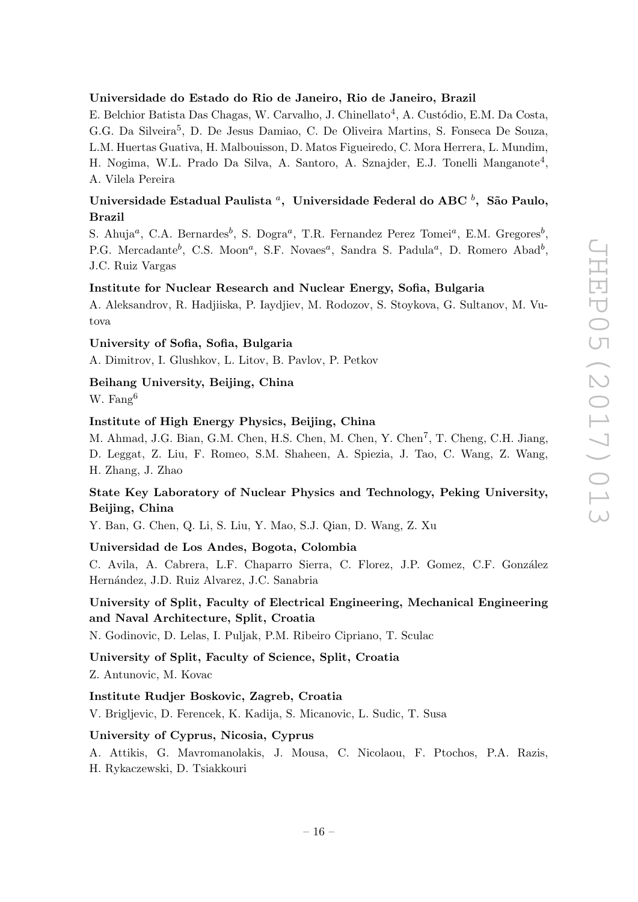**Universidade do Estado do Rio de Janeiro, Rio de Janeiro, Brazil**

E. Belchior Batista Das Chagas, W. Carvalho, J. Chinellato[4], A. Custódio, E.M. Da Costa, G.G. Da Silveira[5], D. De Jesus Damiao, C. De Oliveira Martins, S. Fonseca De Souza, L.M. Huertas Guativa, H. Malbouisson, D. Matos Figueiredo, C. Mora Herrera, L. Mundim, H. Nogima, W.L. Prado Da Silva, A. Santoro, A. Sznajder, E.J. Tonelli Manganote[4], A. Vilela Pereira

**Universidade Estadual Paulista [a], Universidade Federal do ABC [b], São Paulo, Brazil**

S. Ahuja[a], C.A. Bernardes[b], S. Dogra[a], T.R. Fernandez Perez Tomei[a], E.M. Gregores[b], P.G. Mercadante[b], C.S. Moon[a], S.F. Novaes[a], Sandra S. Padula[a], D. Romero Abad[b], J.C. Ruiz Vargas

**Institute for Nuclear Research and Nuclear Energy, Sofia, Bulgaria**

A. Aleksandrov, R. Hadjiiska, P. Iaydjiev, M. Rodozov, S. Stoykova, G. Sultanov, M. Vutova

**University of Sofia, Sofia, Bulgaria**

A. Dimitrov, I. Glushkov, L. Litov, B. Pavlov, P. Petkov

**Beihang University, Beijing, China**

W. Fang[6]

**Institute of High Energy Physics, Beijing, China**

M. Ahmad, J.G. Bian, G.M. Chen, H.S. Chen, M. Chen, Y. Chen[7], T. Cheng, C.H. Jiang, D. Leggat, Z. Liu, F. Romeo, S.M. Shaheen, A. Spiezia, J. Tao, C. Wang, Z. Wang, H. Zhang, J. Zhao

**State Key Laboratory of Nuclear Physics and Technology, Peking University, Beijing, China**

Y. Ban, G. Chen, Q. Li, S. Liu, Y. Mao, S.J. Qian, D. Wang, Z. Xu

**Universidad de Los Andes, Bogota, Colombia**

C. Avila, A. Cabrera, L.F. Chaparro Sierra, C. Florez, J.P. Gomez, C.F. González Hernández, J.D. Ruiz Alvarez, J.C. Sanabria

**University of Split, Faculty of Electrical Engineering, Mechanical Engineering and Naval Architecture, Split, Croatia**

N. Godinovic, D. Lelas, I. Puljak, P.M. Ribeiro Cipriano, T. Sculac

**University of Split, Faculty of Science, Split, Croatia**

Z. Antunovic, M. Kovac

**Institute Rudjer Boskovic, Zagreb, Croatia**

V. Brigljevic, D. Ferencek, K. Kadija, S. Micanovic, L. Sudic, T. Susa

**University of Cyprus, Nicosia, Cyprus**

A. Attikis, G. Mavromanolakis, J. Mousa, C. Nicolaou, F. Ptochos, P.A. Razis, H. Rykaczewski, D. Tsiakkouri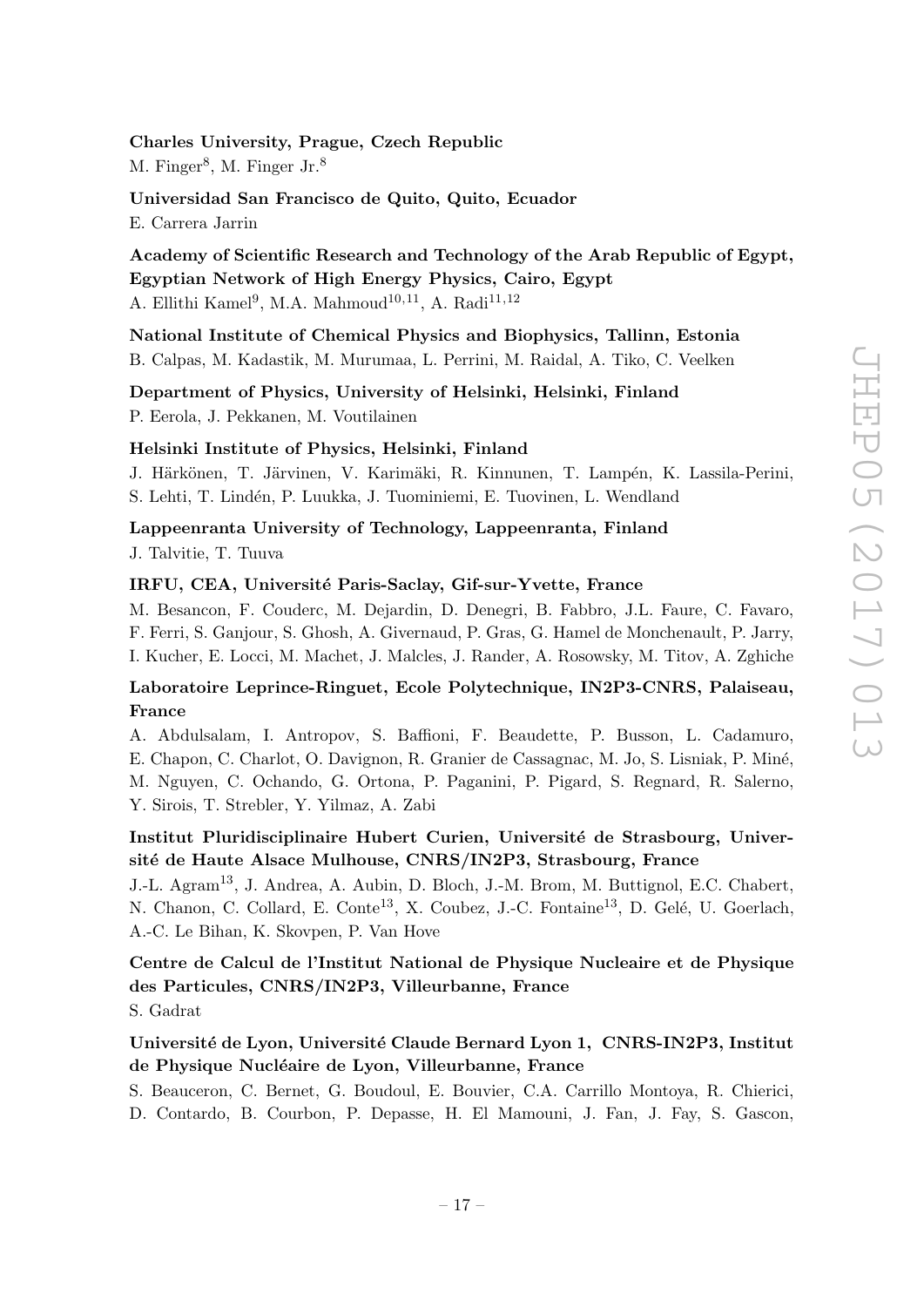**Charles University, Prague, Czech Republic**
M. Finger[8], M. Finger Jr.[8]

**Universidad San Francisco de Quito, Quito, Ecuador**
E. Carrera Jarrin

**Academy of Scientific Research and Technology of the Arab Republic of Egypt, Egyptian Network of High Energy Physics, Cairo, Egypt**
A. Ellithi Kamel[9], M.A. Mahmoud[10,11], A. Radi[11,12]

**National Institute of Chemical Physics and Biophysics, Tallinn, Estonia**
B. Calpas, M. Kadastik, M. Murumaa, L. Perrini, M. Raidal, A. Tiko, C. Veelken

**Department of Physics, University of Helsinki, Helsinki, Finland**
P. Eerola, J. Pekkanen, M. Voutilainen

**Helsinki Institute of Physics, Helsinki, Finland**
J. Härkönen, T. Järvinen, V. Karimäki, R. Kinnunen, T. Lampén, K. Lassila-Perini, S. Lehti, T. Lindén, P. Luukka, J. Tuominiemi, E. Tuovinen, L. Wendland

**Lappeenranta University of Technology, Lappeenranta, Finland**
J. Talvitie, T. Tuuva

**IRFU, CEA, Université Paris-Saclay, Gif-sur-Yvette, France**
M. Besancon, F. Couderc, M. Dejardin, D. Denegri, B. Fabbro, J.L. Faure, C. Favaro, F. Ferri, S. Ganjour, S. Ghosh, A. Givernaud, P. Gras, G. Hamel de Monchenault, P. Jarry, I. Kucher, E. Locci, M. Machet, J. Malcles, J. Rander, A. Rosowsky, M. Titov, A. Zghiche

**Laboratoire Leprince-Ringuet, Ecole Polytechnique, IN2P3-CNRS, Palaiseau, France**
A. Abdulsalam, I. Antropov, S. Baffioni, F. Beaudette, P. Busson, L. Cadamuro, E. Chapon, C. Charlot, O. Davignon, R. Granier de Cassagnac, M. Jo, S. Lisniak, P. Miné, M. Nguyen, C. Ochando, G. Ortona, P. Paganini, P. Pigard, S. Regnard, R. Salerno, Y. Sirois, T. Strebler, Y. Yilmaz, A. Zabi

**Institut Pluridisciplinaire Hubert Curien, Université de Strasbourg, Université de Haute Alsace Mulhouse, CNRS/IN2P3, Strasbourg, France**
J.-L. Agram[13], J. Andrea, A. Aubin, D. Bloch, J.-M. Brom, M. Buttignol, E.C. Chabert, N. Chanon, C. Collard, E. Conte[13], X. Coubez, J.-C. Fontaine[13], D. Gelé, U. Goerlach, A.-C. Le Bihan, K. Skovpen, P. Van Hove

**Centre de Calcul de l'Institut National de Physique Nucleaire et de Physique des Particules, CNRS/IN2P3, Villeurbanne, France**
S. Gadrat

**Université de Lyon, Université Claude Bernard Lyon 1, CNRS-IN2P3, Institut de Physique Nucléaire de Lyon, Villeurbanne, France**
S. Beauceron, C. Bernet, G. Boudoul, E. Bouvier, C.A. Carrillo Montoya, R. Chierici, D. Contardo, B. Courbon, P. Depasse, H. El Mamouni, J. Fan, J. Fay, S. Gascon,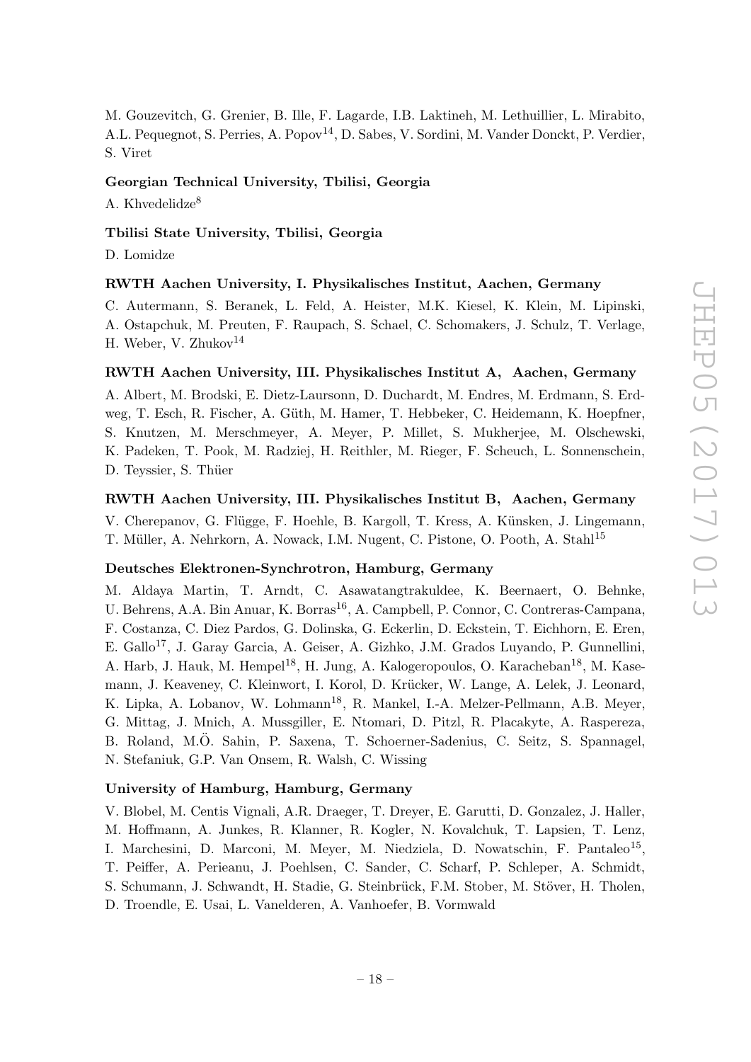M. Gouzevitch, G. Grenier, B. Ille, F. Lagarde, I.B. Laktineh, M. Lethuillier, L. Mirabito, A.L. Pequegnot, S. Perries, A. Popov[14], D. Sabes, V. Sordini, M. Vander Donckt, P. Verdier, S. Viret

**Georgian Technical University, Tbilisi, Georgia**

A. Khvedelidze[8]

**Tbilisi State University, Tbilisi, Georgia**

D. Lomidze

**RWTH Aachen University, I. Physikalisches Institut, Aachen, Germany**

C. Autermann, S. Beranek, L. Feld, A. Heister, M.K. Kiesel, K. Klein, M. Lipinski, A. Ostapchuk, M. Preuten, F. Raupach, S. Schael, C. Schomakers, J. Schulz, T. Verlage, H. Weber, V. Zhukov[14]

**RWTH Aachen University, III. Physikalisches Institut A, Aachen, Germany**

A. Albert, M. Brodski, E. Dietz-Laursonn, D. Duchardt, M. Endres, M. Erdmann, S. Erdweg, T. Esch, R. Fischer, A. Güth, M. Hamer, T. Hebbeker, C. Heidemann, K. Hoepfner, S. Knutzen, M. Merschmeyer, A. Meyer, P. Millet, S. Mukherjee, M. Olschewski, K. Padeken, T. Pook, M. Radziej, H. Reithler, M. Rieger, F. Scheuch, L. Sonnenschein, D. Teyssier, S. Thüer

**RWTH Aachen University, III. Physikalisches Institut B, Aachen, Germany**

V. Cherepanov, G. Flügge, F. Hoehle, B. Kargoll, T. Kress, A. Künsken, J. Lingemann, T. Müller, A. Nehrkorn, A. Nowack, I.M. Nugent, C. Pistone, O. Pooth, A. Stahl[15]

**Deutsches Elektronen-Synchrotron, Hamburg, Germany**

M. Aldaya Martin, T. Arndt, C. Asawatangtrakuldee, K. Beernaert, O. Behnke, U. Behrens, A.A. Bin Anuar, K. Borras[16], A. Campbell, P. Connor, C. Contreras-Campana, F. Costanza, C. Diez Pardos, G. Dolinska, G. Eckerlin, D. Eckstein, T. Eichhorn, E. Eren, E. Gallo[17], J. Garay Garcia, A. Geiser, A. Gizhko, J.M. Grados Luyando, P. Gunnellini, A. Harb, J. Hauk, M. Hempel[18], H. Jung, A. Kalogeropoulos, O. Karacheban[18], M. Kasemann, J. Keaveney, C. Kleinwort, I. Korol, D. Krücker, W. Lange, A. Lelek, J. Leonard, K. Lipka, A. Lobanov, W. Lohmann[18], R. Mankel, I.-A. Melzer-Pellmann, A.B. Meyer, G. Mittag, J. Mnich, A. Mussgiller, E. Ntomari, D. Pitzl, R. Placakyte, A. Raspereza, B. Roland, M.Ö. Sahin, P. Saxena, T. Schoerner-Sadenius, C. Seitz, S. Spannagel, N. Stefaniuk, G.P. Van Onsem, R. Walsh, C. Wissing

**University of Hamburg, Hamburg, Germany**

V. Blobel, M. Centis Vignali, A.R. Draeger, T. Dreyer, E. Garutti, D. Gonzalez, J. Haller, M. Hoffmann, A. Junkes, R. Klanner, R. Kogler, N. Kovalchuk, T. Lapsien, T. Lenz, I. Marchesini, D. Marconi, M. Meyer, M. Niedziela, D. Nowatschin, F. Pantaleo[15], T. Peiffer, A. Perieanu, J. Poehlsen, C. Sander, C. Scharf, P. Schleper, A. Schmidt, S. Schumann, J. Schwandt, H. Stadie, G. Steinbrück, F.M. Stober, M. Stöver, H. Tholen, D. Troendle, E. Usai, L. Vanelderen, A. Vanhoefer, B. Vormwald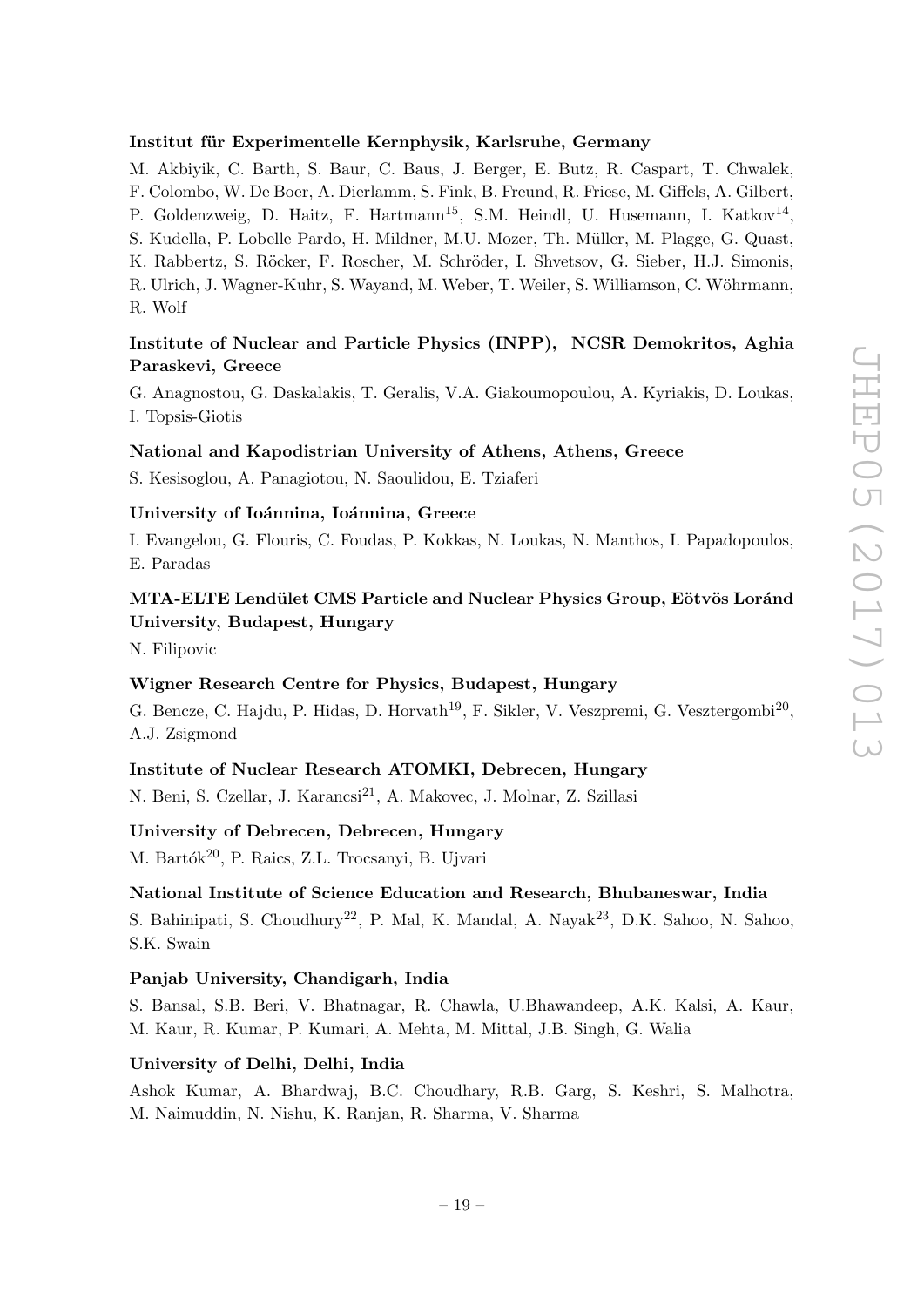**Institut für Experimentelle Kernphysik, Karlsruhe, Germany**

M. Akbiyik, C. Barth, S. Baur, C. Baus, J. Berger, E. Butz, R. Caspart, T. Chwalek, F. Colombo, W. De Boer, A. Dierlamm, S. Fink, B. Freund, R. Friese, M. Giffels, A. Gilbert, P. Goldenzweig, D. Haitz, F. Hartmann[15], S.M. Heindl, U. Husemann, I. Katkov[14], S. Kudella, P. Lobelle Pardo, H. Mildner, M.U. Mozer, Th. Müller, M. Plagge, G. Quast, K. Rabbertz, S. Röcker, F. Roscher, M. Schröder, I. Shvetsov, G. Sieber, H.J. Simonis, R. Ulrich, J. Wagner-Kuhr, S. Wayand, M. Weber, T. Weiler, S. Williamson, C. Wöhrmann, R. Wolf

**Institute of Nuclear and Particle Physics (INPP), NCSR Demokritos, Aghia Paraskevi, Greece**

G. Anagnostou, G. Daskalakis, T. Geralis, V.A. Giakoumopoulou, A. Kyriakis, D. Loukas, I. Topsis-Giotis

**National and Kapodistrian University of Athens, Athens, Greece**

S. Kesisoglou, A. Panagiotou, N. Saoulidou, E. Tziaferi

**University of Ioánnina, Ioánnina, Greece**

I. Evangelou, G. Flouris, C. Foudas, P. Kokkas, N. Loukas, N. Manthos, I. Papadopoulos, E. Paradas

**MTA-ELTE Lendület CMS Particle and Nuclear Physics Group, Eötvös Loránd University, Budapest, Hungary**

N. Filipovic

**Wigner Research Centre for Physics, Budapest, Hungary**

G. Bencze, C. Hajdu, P. Hidas, D. Horvath[19], F. Sikler, V. Veszpremi, G. Vesztergombi[20], A.J. Zsigmond

**Institute of Nuclear Research ATOMKI, Debrecen, Hungary**

N. Beni, S. Czellar, J. Karancsi[21], A. Makovec, J. Molnar, Z. Szillasi

**University of Debrecen, Debrecen, Hungary**

M. Bartók[20], P. Raics, Z.L. Trocsanyi, B. Ujvari

**National Institute of Science Education and Research, Bhubaneswar, India**

S. Bahinipati, S. Choudhury[22], P. Mal, K. Mandal, A. Nayak[23], D.K. Sahoo, N. Sahoo, S.K. Swain

**Panjab University, Chandigarh, India**

S. Bansal, S.B. Beri, V. Bhatnagar, R. Chawla, U.Bhawandeep, A.K. Kalsi, A. Kaur, M. Kaur, R. Kumar, P. Kumari, A. Mehta, M. Mittal, J.B. Singh, G. Walia

**University of Delhi, Delhi, India**

Ashok Kumar, A. Bhardwaj, B.C. Choudhary, R.B. Garg, S. Keshri, S. Malhotra, M. Naimuddin, N. Nishu, K. Ranjan, R. Sharma, V. Sharma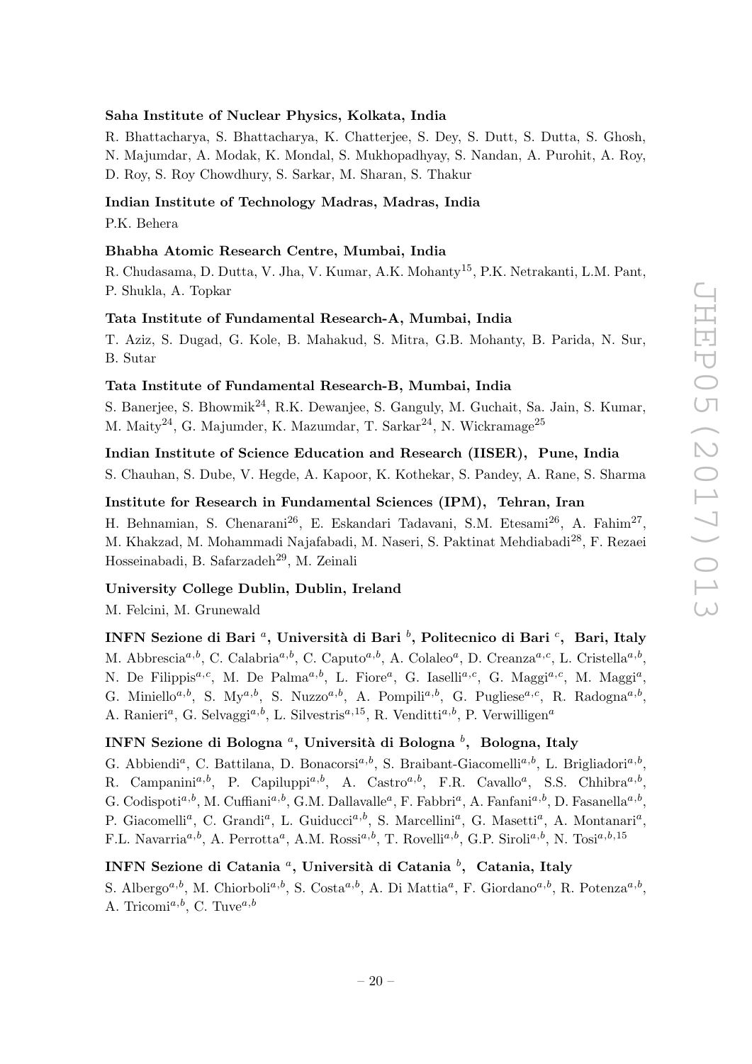**Saha Institute of Nuclear Physics, Kolkata, India**

R. Bhattacharya, S. Bhattacharya, K. Chatterjee, S. Dey, S. Dutt, S. Dutta, S. Ghosh, N. Majumdar, A. Modak, K. Mondal, S. Mukhopadhyay, S. Nandan, A. Purohit, A. Roy, D. Roy, S. Roy Chowdhury, S. Sarkar, M. Sharan, S. Thakur

**Indian Institute of Technology Madras, Madras, India**

P.K. Behera

**Bhabha Atomic Research Centre, Mumbai, India**

R. Chudasama, D. Dutta, V. Jha, V. Kumar, A.K. Mohanty[15], P.K. Netrakanti, L.M. Pant, P. Shukla, A. Topkar

**Tata Institute of Fundamental Research-A, Mumbai, India**

T. Aziz, S. Dugad, G. Kole, B. Mahakud, S. Mitra, G.B. Mohanty, B. Parida, N. Sur, B. Sutar

**Tata Institute of Fundamental Research-B, Mumbai, India**

S. Banerjee, S. Bhowmik[24], R.K. Dewanjee, S. Ganguly, M. Guchait, Sa. Jain, S. Kumar, M. Maity[24], G. Majumder, K. Mazumdar, T. Sarkar[24], N. Wickramage[25]

**Indian Institute of Science Education and Research (IISER), Pune, India**

S. Chauhan, S. Dube, V. Hegde, A. Kapoor, K. Kothekar, S. Pandey, A. Rane, S. Sharma

**Institute for Research in Fundamental Sciences (IPM), Tehran, Iran**

H. Behnamian, S. Chenarani[26], E. Eskandari Tadavani, S.M. Etesami[26], A. Fahim[27], M. Khakzad, M. Mohammadi Najafabadi, M. Naseri, S. Paktinat Mehdiabadi[28], F. Rezaei Hosseinabadi, B. Safarzadeh[29], M. Zeinali

**University College Dublin, Dublin, Ireland**

M. Felcini, M. Grunewald

**INFN Sezione di Bari [a], Università di Bari [b], Politecnico di Bari [c], Bari, Italy**

M. Abbrescia[a,b], C. Calabria[a,b], C. Caputo[a,b], A. Colaleo[a], D. Creanza[a,c], L. Cristella[a,b], N. De Filippis[a,c], M. De Palma[a,b], L. Fiore[a], G. Iaselli[a,c], G. Maggi[a,c], M. Maggi[a], G. Miniello[a,b], S. My[a,b], S. Nuzzo[a,b], A. Pompili[a,b], G. Pugliese[a,c], R. Radogna[a,b], A. Ranieri[a], G. Selvaggi[a,b], L. Silvestris[a,15], R. Venditti[a,b], P. Verwilligen[a]

**INFN Sezione di Bologna [a], Università di Bologna [b], Bologna, Italy**

G. Abbiendi[a], C. Battilana, D. Bonacorsi[a,b], S. Braibant-Giacomelli[a,b], L. Brigliadori[a,b], R. Campanini[a,b], P. Capiluppi[a,b], A. Castro[a,b], F.R. Cavallo[a], S.S. Chhibra[a,b], G. Codispoti[a,b], M. Cuffiani[a,b], G.M. Dallavalle[a], F. Fabbri[a], A. Fanfani[a,b], D. Fasanella[a,b], P. Giacomelli[a], C. Grandi[a], L. Guiducci[a,b], S. Marcellini[a], G. Masetti[a], A. Montanari[a], F.L. Navarria[a,b], A. Perrotta[a], A.M. Rossi[a,b], T. Rovelli[a,b], G.P. Siroli[a,b], N. Tosi[a,b,15]

**INFN Sezione di Catania [a], Università di Catania [b], Catania, Italy**

S. Albergo[a,b], M. Chiorboli[a,b], S. Costa[a,b], A. Di Mattia[a], F. Giordano[a,b], R. Potenza[a,b], A. Tricomi[a,b], C. Tuve[a,b]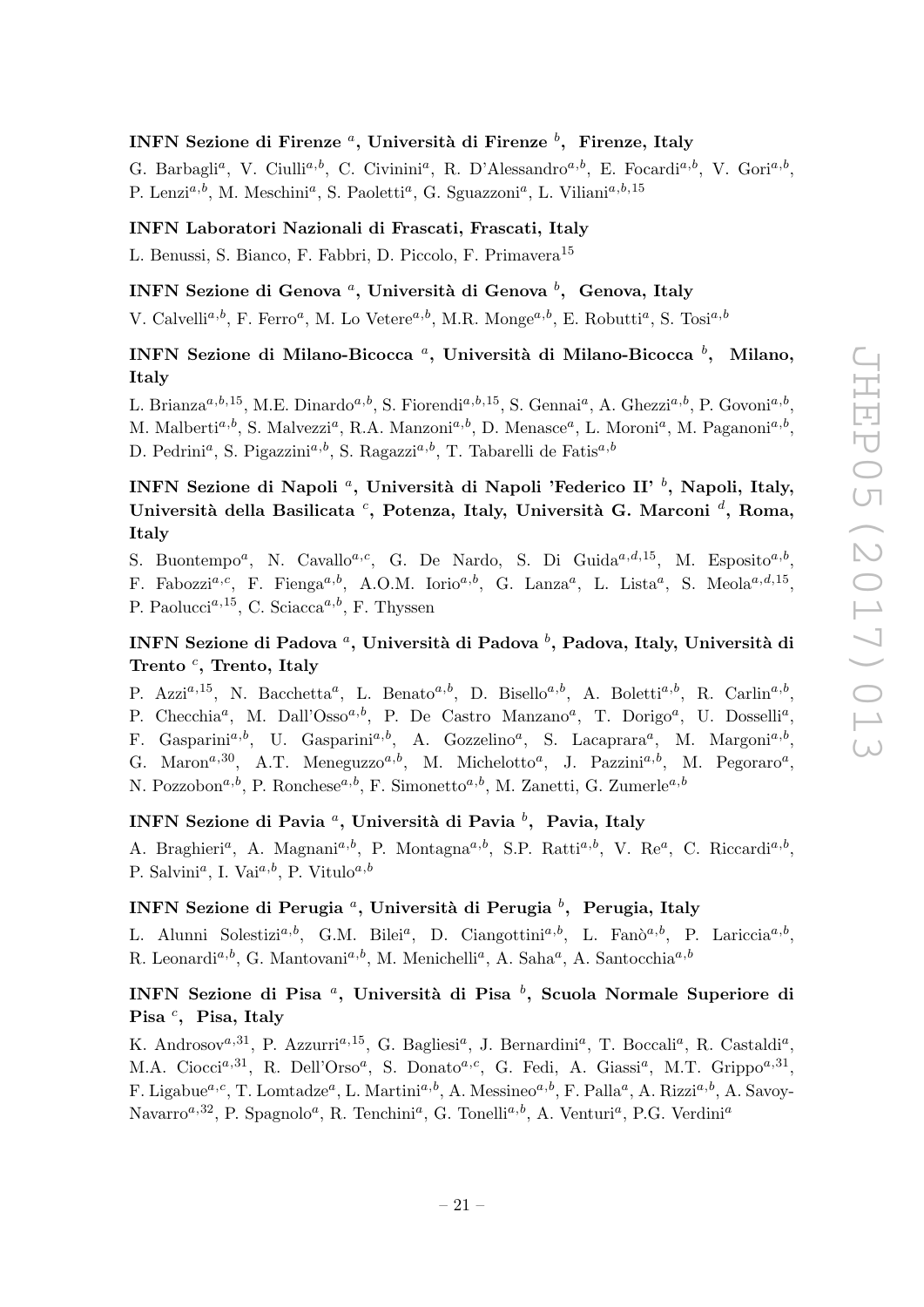### INFN Sezione di Firenze [a], Università di Firenze [b], Firenze, Italy

G. Barbagli[a], V. Ciulli[a,b], C. Civinini[a], R. D'Alessandro[a,b], E. Focardi[a,b], V. Gori[a,b], P. Lenzi[a,b], M. Meschini[a], S. Paoletti[a], G. Sguazzoni[a], L. Viliani[a,b,15]

### INFN Laboratori Nazionali di Frascati, Frascati, Italy

L. Benussi, S. Bianco, F. Fabbri, D. Piccolo, F. Primavera[15]

### INFN Sezione di Genova [a], Università di Genova [b], Genova, Italy

V. Calvelli[a,b], F. Ferro[a], M. Lo Vetere[a,b], M.R. Monge[a,b], E. Robutti[a], S. Tosi[a,b]

### INFN Sezione di Milano-Bicocca [a], Università di Milano-Bicocca [b], Milano, Italy

L. Brianza[a,b,15], M.E. Dinardo[a,b], S. Fiorendi[a,b,15], S. Gennai[a], A. Ghezzi[a,b], P. Govoni[a,b], M. Malberti[a,b], S. Malvezzi[a], R.A. Manzoni[a,b], D. Menasce[a], L. Moroni[a], M. Paganoni[a,b], D. Pedrini[a], S. Pigazzini[a,b], S. Ragazzi[a,b], T. Tabarelli de Fatis[a,b]

### INFN Sezione di Napoli [a], Università di Napoli 'Federico II' [b], Napoli, Italy, Università della Basilicata [c], Potenza, Italy, Università G. Marconi [d], Roma, Italy

S. Buontempo[a], N. Cavallo[a,c], G. De Nardo, S. Di Guida[a,d,15], M. Esposito[a,b], F. Fabozzi[a,c], F. Fienga[a,b], A.O.M. Iorio[a,b], G. Lanza[a], L. Lista[a], S. Meola[a,d,15], P. Paolucci[a,15], C. Sciacca[a,b], F. Thyssen

### INFN Sezione di Padova [a], Università di Padova [b], Padova, Italy, Università di Trento [c], Trento, Italy

P. Azzi[a,15], N. Bacchetta[a], L. Benato[a,b], D. Bisello[a,b], A. Boletti[a,b], R. Carlin[a,b], P. Checchia[a], M. Dall'Osso[a,b], P. De Castro Manzano[a], T. Dorigo[a], U. Dosselli[a], F. Gasparini[a,b], U. Gasparini[a,b], A. Gozzelino[a], S. Lacaprara[a], M. Margoni[a,b], G. Maron[a,30], A.T. Meneguzzo[a,b], M. Michelotto[a], J. Pazzini[a,b], M. Pegoraro[a], N. Pozzobon[a,b], P. Ronchese[a,b], F. Simonetto[a,b], M. Zanetti, G. Zumerle[a,b]

### INFN Sezione di Pavia [a], Università di Pavia [b], Pavia, Italy

A. Braghieri[a], A. Magnani[a,b], P. Montagna[a,b], S.P. Ratti[a,b], V. Re[a], C. Riccardi[a,b], P. Salvini[a], I. Vai[a,b], P. Vitulo[a,b]

### INFN Sezione di Perugia [a], Università di Perugia [b], Perugia, Italy

L. Alunni Solestizi[a,b], G.M. Bilei[a], D. Ciangottini[a,b], L. Fanò[a,b], P. Lariccia[a,b], R. Leonardi[a,b], G. Mantovani[a,b], M. Menichelli[a], A. Saha[a], A. Santocchia[a,b]

### INFN Sezione di Pisa [a], Università di Pisa [b], Scuola Normale Superiore di Pisa [c], Pisa, Italy

K. Androsov[a,31], P. Azzurri[a,15], G. Bagliesi[a], J. Bernardini[a], T. Boccali[a], R. Castaldi[a], M.A. Ciocci[a,31], R. Dell'Orso[a], S. Donato[a,c], G. Fedi, A. Giassi[a], M.T. Grippo[a,31], F. Ligabue[a,c], T. Lomtadze[a], L. Martini[a,b], A. Messineo[a,b], F. Palla[a], A. Rizzi[a,b], A. Savoy-Navarro[a,32], P. Spagnolo[a], R. Tenchini[a], G. Tonelli[a,b], A. Venturi[a], P.G. Verdini[a]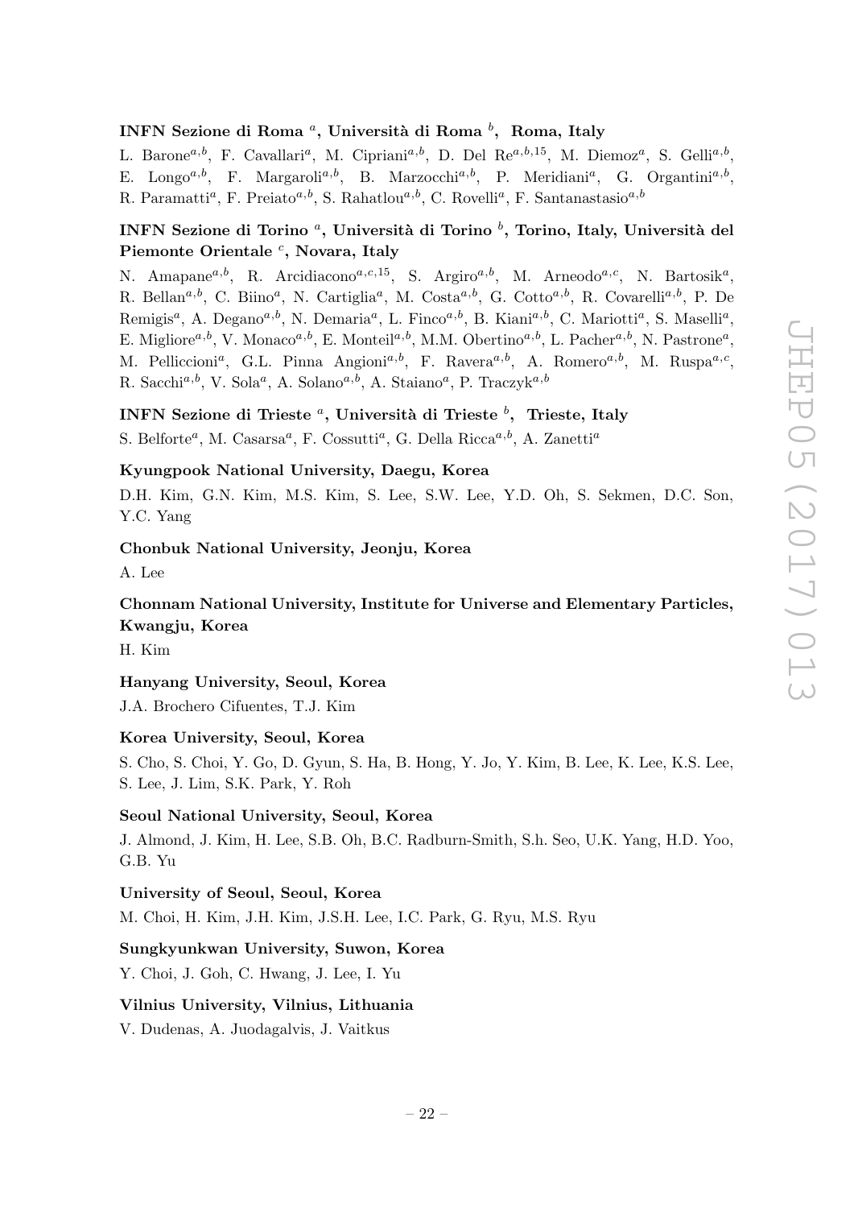### INFN Sezione di Roma [a], Università di Roma [b], Roma, Italy

L. Barone[a,b], F. Cavallari[a], M. Cipriani[a,b], D. Del Re[a,b,15], M. Diemoz[a], S. Gelli[a,b], E. Longo[a,b], F. Margaroli[a,b], B. Marzocchi[a,b], P. Meridiani[a], G. Organtini[a,b], R. Paramatti[a], F. Preiato[a,b], S. Rahatlou[a,b], C. Rovelli[a], F. Santanastasio[a,b]

### INFN Sezione di Torino [a], Università di Torino [b], Torino, Italy, Università del Piemonte Orientale [c], Novara, Italy

N. Amapane[a,b], R. Arcidiacono[a,c,15], S. Argiro[a,b], M. Arneodo[a,c], N. Bartosik[a], R. Bellan[a,b], C. Biino[a], N. Cartiglia[a], M. Costa[a,b], G. Cotto[a,b], R. Covarelli[a,b], P. De Remigis[a], A. Degano[a,b], N. Demaria[a], L. Finco[a,b], B. Kiani[a,b], C. Mariotti[a], S. Maselli[a], E. Migliore[a,b], V. Monaco[a,b], E. Monteil[a,b], M.M. Obertino[a,b], L. Pacher[a,b], N. Pastrone[a], M. Pelliccioni[a], G.L. Pinna Angioni[a,b], F. Ravera[a,b], A. Romero[a,b], M. Ruspa[a,c], R. Sacchi[a,b], V. Sola[a], A. Solano[a,b], A. Staiano[a], P. Traczyk[a,b]

### INFN Sezione di Trieste [a], Università di Trieste [b], Trieste, Italy

S. Belforte[a], M. Casarsa[a], F. Cossutti[a], G. Della Ricca[a,b], A. Zanetti[a]

### Kyungpook National University, Daegu, Korea

D.H. Kim, G.N. Kim, M.S. Kim, S. Lee, S.W. Lee, Y.D. Oh, S. Sekmen, D.C. Son, Y.C. Yang

### Chonbuk National University, Jeonju, Korea

A. Lee

### Chonnam National University, Institute for Universe and Elementary Particles, Kwangju, Korea

H. Kim

### Hanyang University, Seoul, Korea

J.A. Brochero Cifuentes, T.J. Kim

### Korea University, Seoul, Korea

S. Cho, S. Choi, Y. Go, D. Gyun, S. Ha, B. Hong, Y. Jo, Y. Kim, B. Lee, K. Lee, K.S. Lee, S. Lee, J. Lim, S.K. Park, Y. Roh

### Seoul National University, Seoul, Korea

J. Almond, J. Kim, H. Lee, S.B. Oh, B.C. Radburn-Smith, S.h. Seo, U.K. Yang, H.D. Yoo, G.B. Yu

### University of Seoul, Seoul, Korea

M. Choi, H. Kim, J.H. Kim, J.S.H. Lee, I.C. Park, G. Ryu, M.S. Ryu

### Sungkyunkwan University, Suwon, Korea

Y. Choi, J. Goh, C. Hwang, J. Lee, I. Yu

### Vilnius University, Vilnius, Lithuania

V. Dudenas, A. Juodagalvis, J. Vaitkus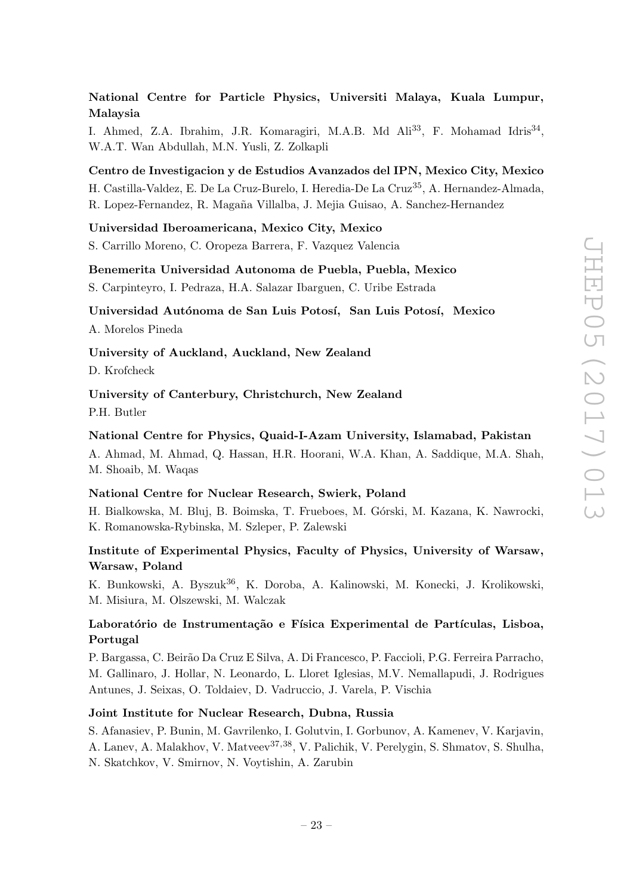**National Centre for Particle Physics, Universiti Malaya, Kuala Lumpur, Malaysia**

I. Ahmed, Z.A. Ibrahim, J.R. Komaragiri, M.A.B. Md Ali[33], F. Mohamad Idris[34], W.A.T. Wan Abdullah, M.N. Yusli, Z. Zolkapli

**Centro de Investigacion y de Estudios Avanzados del IPN, Mexico City, Mexico**

H. Castilla-Valdez, E. De La Cruz-Burelo, I. Heredia-De La Cruz[35], A. Hernandez-Almada, R. Lopez-Fernandez, R. Magaña Villalba, J. Mejia Guisao, A. Sanchez-Hernandez

**Universidad Iberoamericana, Mexico City, Mexico**

S. Carrillo Moreno, C. Oropeza Barrera, F. Vazquez Valencia

**Benemerita Universidad Autonoma de Puebla, Puebla, Mexico**

S. Carpinteyro, I. Pedraza, H.A. Salazar Ibarguen, C. Uribe Estrada

**Universidad Autónoma de San Luis Potosí, San Luis Potosí, Mexico**

A. Morelos Pineda

**University of Auckland, Auckland, New Zealand**

D. Krofcheck

**University of Canterbury, Christchurch, New Zealand**

P.H. Butler

**National Centre for Physics, Quaid-I-Azam University, Islamabad, Pakistan**

A. Ahmad, M. Ahmad, Q. Hassan, H.R. Hoorani, W.A. Khan, A. Saddique, M.A. Shah, M. Shoaib, M. Waqas

**National Centre for Nuclear Research, Swierk, Poland**

H. Bialkowska, M. Bluj, B. Boimska, T. Frueboes, M. Górski, M. Kazana, K. Nawrocki, K. Romanowska-Rybinska, M. Szleper, P. Zalewski

**Institute of Experimental Physics, Faculty of Physics, University of Warsaw, Warsaw, Poland**

K. Bunkowski, A. Byszuk[36], K. Doroba, A. Kalinowski, M. Konecki, J. Krolikowski, M. Misiura, M. Olszewski, M. Walczak

**Laboratório de Instrumentação e Física Experimental de Partículas, Lisboa, Portugal**

P. Bargassa, C. Beirão Da Cruz E Silva, A. Di Francesco, P. Faccioli, P.G. Ferreira Parracho, M. Gallinaro, J. Hollar, N. Leonardo, L. Lloret Iglesias, M.V. Nemallapudi, J. Rodrigues Antunes, J. Seixas, O. Toldaiev, D. Vadruccio, J. Varela, P. Vischia

**Joint Institute for Nuclear Research, Dubna, Russia**

S. Afanasiev, P. Bunin, M. Gavrilenko, I. Golutvin, I. Gorbunov, A. Kamenev, V. Karjavin, A. Lanev, A. Malakhov, V. Matveev[37,38], V. Palichik, V. Perelygin, S. Shmatov, S. Shulha, N. Skatchkov, V. Smirnov, N. Voytishin, A. Zarubin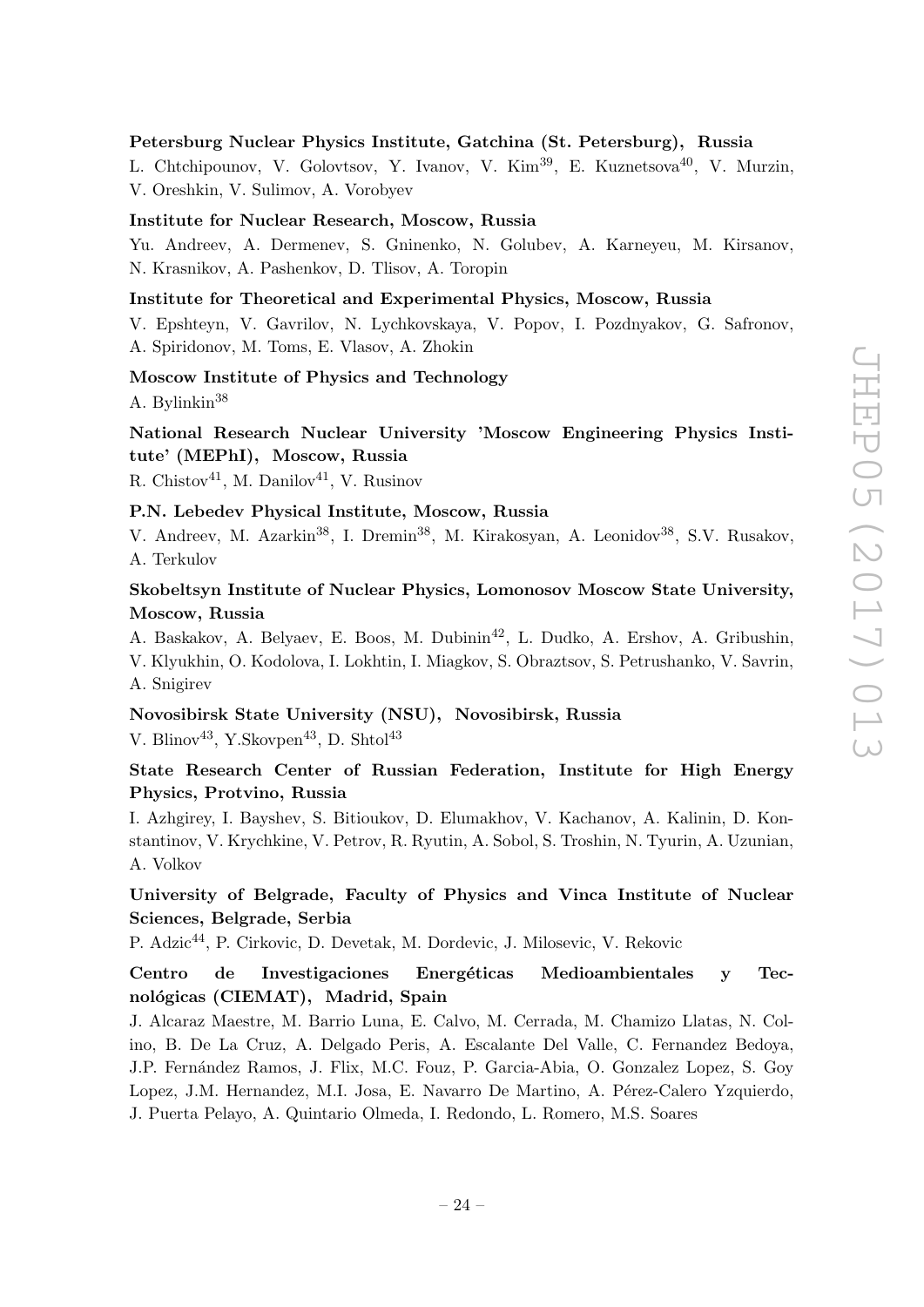**Petersburg Nuclear Physics Institute, Gatchina (St. Petersburg), Russia**

L. Chtchipounov, V. Golovtsov, Y. Ivanov, V. Kim[39], E. Kuznetsova[40], V. Murzin, V. Oreshkin, V. Sulimov, A. Vorobyev

**Institute for Nuclear Research, Moscow, Russia**

Yu. Andreev, A. Dermenev, S. Gninenko, N. Golubev, A. Karneyeu, M. Kirsanov, N. Krasnikov, A. Pashenkov, D. Tlisov, A. Toropin

**Institute for Theoretical and Experimental Physics, Moscow, Russia**

V. Epshteyn, V. Gavrilov, N. Lychkovskaya, V. Popov, I. Pozdnyakov, G. Safronov, A. Spiridonov, M. Toms, E. Vlasov, A. Zhokin

**Moscow Institute of Physics and Technology**

A. Bylinkin[38]

**National Research Nuclear University 'Moscow Engineering Physics Institute' (MEPhI), Moscow, Russia**

R. Chistov[41], M. Danilov[41], V. Rusinov

**P.N. Lebedev Physical Institute, Moscow, Russia**

V. Andreev, M. Azarkin[38], I. Dremin[38], M. Kirakosyan, A. Leonidov[38], S.V. Rusakov, A. Terkulov

**Skobeltsyn Institute of Nuclear Physics, Lomonosov Moscow State University, Moscow, Russia**

A. Baskakov, A. Belyaev, E. Boos, M. Dubinin[42], L. Dudko, A. Ershov, A. Gribushin, V. Klyukhin, O. Kodolova, I. Lokhtin, I. Miagkov, S. Obraztsov, S. Petrushanko, V. Savrin, A. Snigirev

**Novosibirsk State University (NSU), Novosibirsk, Russia**

V. Blinov[43], Y.Skovpen[43], D. Shtol[43]

**State Research Center of Russian Federation, Institute for High Energy Physics, Protvino, Russia**

I. Azhgirey, I. Bayshev, S. Bitioukov, D. Elumakhov, V. Kachanov, A. Kalinin, D. Konstantinov, V. Krychkine, V. Petrov, R. Ryutin, A. Sobol, S. Troshin, N. Tyurin, A. Uzunian, A. Volkov

**University of Belgrade, Faculty of Physics and Vinca Institute of Nuclear Sciences, Belgrade, Serbia**

P. Adzic[44], P. Cirkovic, D. Devetak, M. Dordevic, J. Milosevic, V. Rekovic

**Centro de Investigaciones Energéticas Medioambientales y Tecnológicas (CIEMAT), Madrid, Spain**

J. Alcaraz Maestre, M. Barrio Luna, E. Calvo, M. Cerrada, M. Chamizo Llatas, N. Colino, B. De La Cruz, A. Delgado Peris, A. Escalante Del Valle, C. Fernandez Bedoya, J.P. Fernández Ramos, J. Flix, M.C. Fouz, P. Garcia-Abia, O. Gonzalez Lopez, S. Goy Lopez, J.M. Hernandez, M.I. Josa, E. Navarro De Martino, A. Pérez-Calero Yzquierdo, J. Puerta Pelayo, A. Quintario Olmeda, I. Redondo, L. Romero, M.S. Soares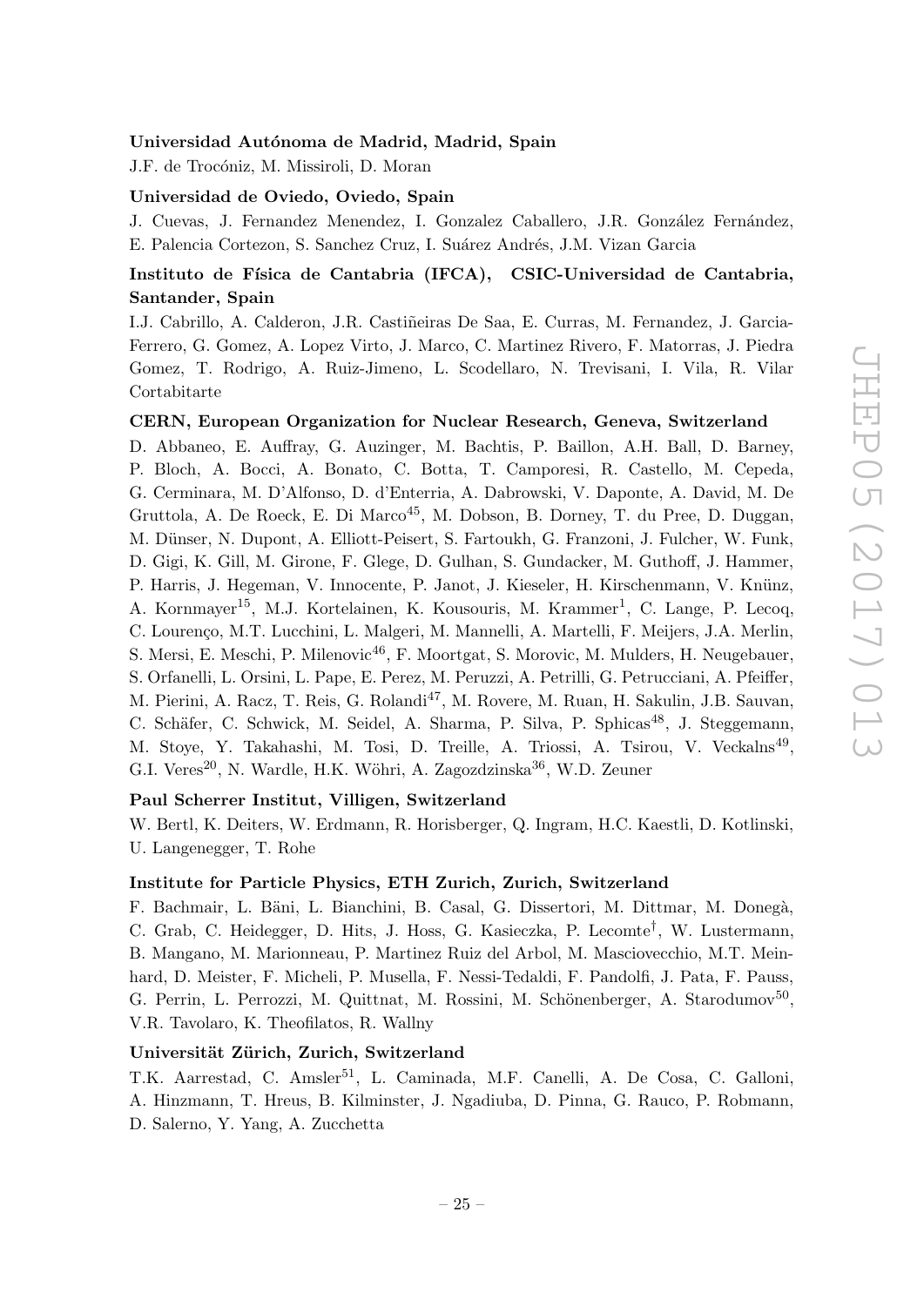**Universidad Autónoma de Madrid, Madrid, Spain**

J.F. de Trocóniz, M. Missiroli, D. Moran

**Universidad de Oviedo, Oviedo, Spain**

J. Cuevas, J. Fernandez Menendez, I. Gonzalez Caballero, J.R. González Fernández, E. Palencia Cortezon, S. Sanchez Cruz, I. Suárez Andrés, J.M. Vizan Garcia

**Instituto de Física de Cantabria (IFCA), CSIC-Universidad de Cantabria, Santander, Spain**

I.J. Cabrillo, A. Calderon, J.R. Castiñeiras De Saa, E. Curras, M. Fernandez, J. Garcia-Ferrero, G. Gomez, A. Lopez Virto, J. Marco, C. Martinez Rivero, F. Matorras, J. Piedra Gomez, T. Rodrigo, A. Ruiz-Jimeno, L. Scodellaro, N. Trevisani, I. Vila, R. Vilar Cortabitarte

**CERN, European Organization for Nuclear Research, Geneva, Switzerland**

D. Abbaneo, E. Auffray, G. Auzinger, M. Bachtis, P. Baillon, A.H. Ball, D. Barney, P. Bloch, A. Bocci, A. Bonato, C. Botta, T. Camporesi, R. Castello, M. Cepeda, G. Cerminara, M. D'Alfonso, D. d'Enterria, A. Dabrowski, V. Daponte, A. David, M. De Gruttola, A. De Roeck, E. Di Marco[45], M. Dobson, B. Dorney, T. du Pree, D. Duggan, M. Dünser, N. Dupont, A. Elliott-Peisert, S. Fartoukh, G. Franzoni, J. Fulcher, W. Funk, D. Gigi, K. Gill, M. Girone, F. Glege, D. Gulhan, S. Gundacker, M. Guthoff, J. Hammer, P. Harris, J. Hegeman, V. Innocente, P. Janot, J. Kieseler, H. Kirschenmann, V. Knünz, A. Kornmayer[15], M.J. Kortelainen, K. Kousouris, M. Krammer[1], C. Lange, P. Lecoq, C. Lourenço, M.T. Lucchini, L. Malgeri, M. Mannelli, A. Martelli, F. Meijers, J.A. Merlin, S. Mersi, E. Meschi, P. Milenovic[46], F. Moortgat, S. Morovic, M. Mulders, H. Neugebauer, S. Orfanelli, L. Orsini, L. Pape, E. Perez, M. Peruzzi, A. Petrilli, G. Petrucciani, A. Pfeiffer, M. Pierini, A. Racz, T. Reis, G. Rolandi[47], M. Rovere, M. Ruan, H. Sakulin, J.B. Sauvan, C. Schäfer, C. Schwick, M. Seidel, A. Sharma, P. Silva, P. Sphicas[48], J. Steggemann, M. Stoye, Y. Takahashi, M. Tosi, D. Treille, A. Triossi, A. Tsirou, V. Veckalns[49], G.I. Veres[20], N. Wardle, H.K. Wöhri, A. Zagozdzinska[36], W.D. Zeuner

**Paul Scherrer Institut, Villigen, Switzerland**

W. Bertl, K. Deiters, W. Erdmann, R. Horisberger, Q. Ingram, H.C. Kaestli, D. Kotlinski, U. Langenegger, T. Rohe

**Institute for Particle Physics, ETH Zurich, Zurich, Switzerland**

F. Bachmair, L. Bäni, L. Bianchini, B. Casal, G. Dissertori, M. Dittmar, M. Donegà, C. Grab, C. Heidegger, D. Hits, J. Hoss, G. Kasieczka, P. Lecomte[†], W. Lustermann, B. Mangano, M. Marionneau, P. Martinez Ruiz del Arbol, M. Masciovecchio, M.T. Meinhard, D. Meister, F. Micheli, P. Musella, F. Nessi-Tedaldi, F. Pandolfi, J. Pata, F. Pauss, G. Perrin, L. Perrozzi, M. Quittnat, M. Rossini, M. Schönenberger, A. Starodumov[50], V.R. Tavolaro, K. Theofilatos, R. Wallny

**Universität Zürich, Zurich, Switzerland**

T.K. Aarrestad, C. Amsler[51], L. Caminada, M.F. Canelli, A. De Cosa, C. Galloni, A. Hinzmann, T. Hreus, B. Kilminster, J. Ngadiuba, D. Pinna, G. Rauco, P. Robmann, D. Salerno, Y. Yang, A. Zucchetta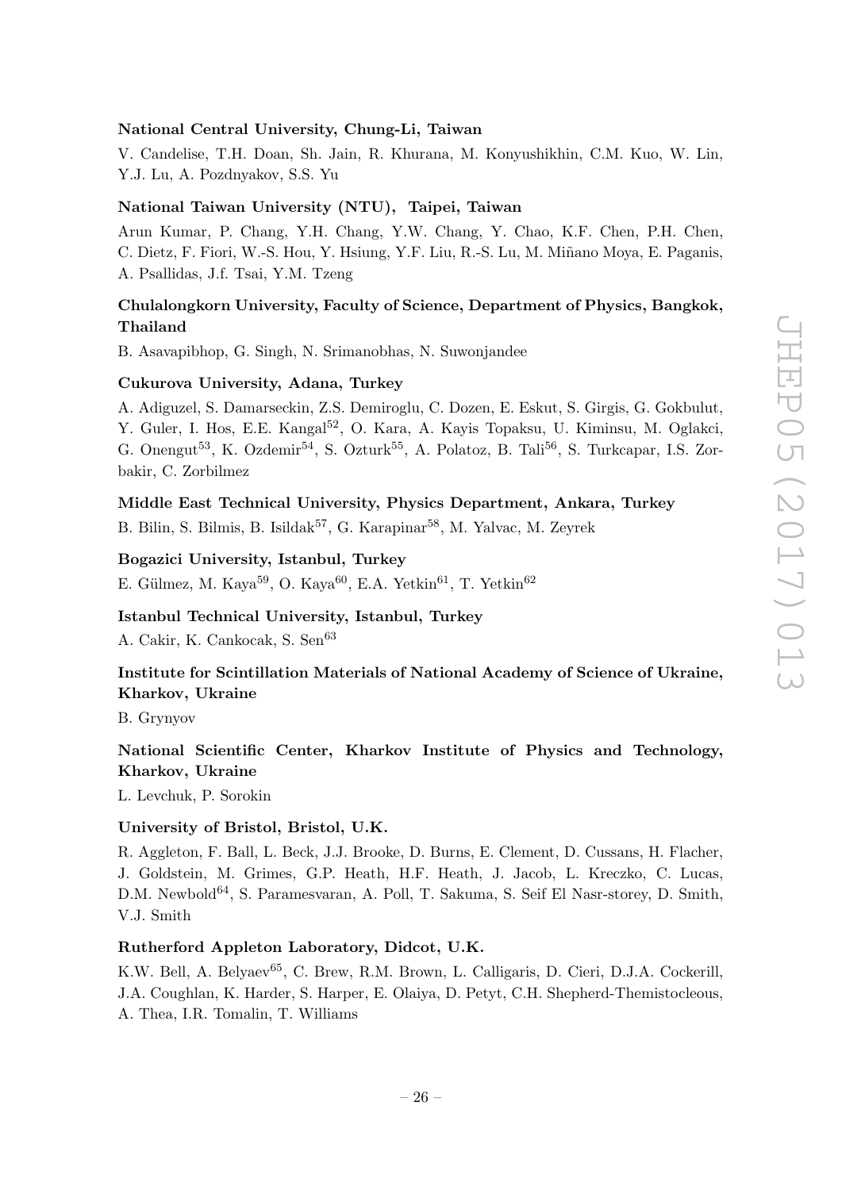### National Central University, Chung-Li, Taiwan

V. Candelise, T.H. Doan, Sh. Jain, R. Khurana, M. Konyushikhin, C.M. Kuo, W. Lin, Y.J. Lu, A. Pozdnyakov, S.S. Yu

### National Taiwan University (NTU), Taipei, Taiwan

Arun Kumar, P. Chang, Y.H. Chang, Y.W. Chang, Y. Chao, K.F. Chen, P.H. Chen, C. Dietz, F. Fiori, W.-S. Hou, Y. Hsiung, Y.F. Liu, R.-S. Lu, M. Miñano Moya, E. Paganis, A. Psallidas, J.f. Tsai, Y.M. Tzeng

### Chulalongkorn University, Faculty of Science, Department of Physics, Bangkok, Thailand

B. Asavapibhop, G. Singh, N. Srimanobhas, N. Suwonjandee

### Cukurova University, Adana, Turkey

A. Adiguzel, S. Damarseckin, Z.S. Demiroglu, C. Dozen, E. Eskut, S. Girgis, G. Gokbulut, Y. Guler, I. Hos, E.E. Kangal[52], O. Kara, A. Kayis Topaksu, U. Kiminsu, M. Oglakci, G. Onengut[53], K. Ozdemir[54], S. Ozturk[55], A. Polatoz, B. Tali[56], S. Turkcapar, I.S. Zorbakir, C. Zorbilmez

### Middle East Technical University, Physics Department, Ankara, Turkey

B. Bilin, S. Bilmis, B. Isildak[57], G. Karapinar[58], M. Yalvac, M. Zeyrek

### Bogazici University, Istanbul, Turkey

E. Gülmez, M. Kaya[59], O. Kaya[60], E.A. Yetkin[61], T. Yetkin[62]

### Istanbul Technical University, Istanbul, Turkey

A. Cakir, K. Cankocak, S. Sen[63]

### Institute for Scintillation Materials of National Academy of Science of Ukraine, Kharkov, Ukraine

B. Grynyov

### National Scientific Center, Kharkov Institute of Physics and Technology, Kharkov, Ukraine

L. Levchuk, P. Sorokin

### University of Bristol, Bristol, U.K.

R. Aggleton, F. Ball, L. Beck, J.J. Brooke, D. Burns, E. Clement, D. Cussans, H. Flacher, J. Goldstein, M. Grimes, G.P. Heath, H.F. Heath, J. Jacob, L. Kreczko, C. Lucas, D.M. Newbold[64], S. Paramesvaran, A. Poll, T. Sakuma, S. Seif El Nasr-storey, D. Smith, V.J. Smith

### Rutherford Appleton Laboratory, Didcot, U.K.

K.W. Bell, A. Belyaev[65], C. Brew, R.M. Brown, L. Calligaris, D. Cieri, D.J.A. Cockerill, J.A. Coughlan, K. Harder, S. Harper, E. Olaiya, D. Petyt, C.H. Shepherd-Themistocleous, A. Thea, I.R. Tomalin, T. Williams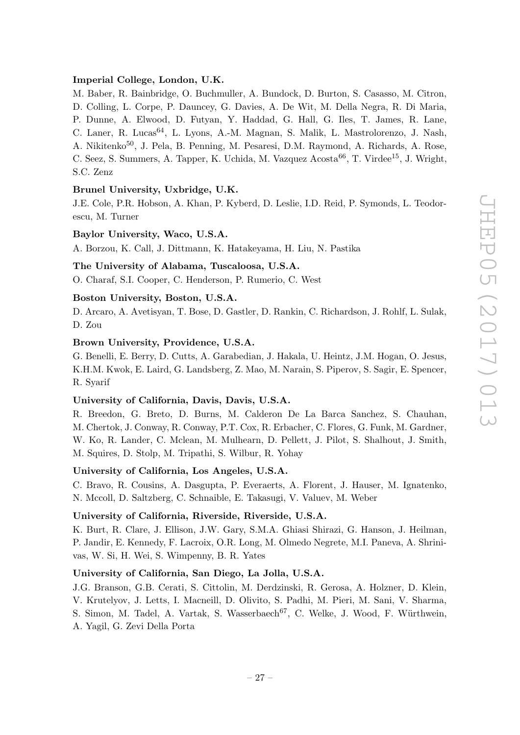**Imperial College, London, U.K.**

M. Baber, R. Bainbridge, O. Buchmuller, A. Bundock, D. Burton, S. Casasso, M. Citron, D. Colling, L. Corpe, P. Dauncey, G. Davies, A. De Wit, M. Della Negra, R. Di Maria, P. Dunne, A. Elwood, D. Futyan, Y. Haddad, G. Hall, G. Iles, T. James, R. Lane, C. Laner, R. Lucas[64], L. Lyons, A.-M. Magnan, S. Malik, L. Mastrolorenzo, J. Nash, A. Nikitenko[50], J. Pela, B. Penning, M. Pesaresi, D.M. Raymond, A. Richards, A. Rose, C. Seez, S. Summers, A. Tapper, K. Uchida, M. Vazquez Acosta[66], T. Virdee[15], J. Wright, S.C. Zenz

**Brunel University, Uxbridge, U.K.**

J.E. Cole, P.R. Hobson, A. Khan, P. Kyberd, D. Leslie, I.D. Reid, P. Symonds, L. Teodorescu, M. Turner

**Baylor University, Waco, U.S.A.**

A. Borzou, K. Call, J. Dittmann, K. Hatakeyama, H. Liu, N. Pastika

**The University of Alabama, Tuscaloosa, U.S.A.**

O. Charaf, S.I. Cooper, C. Henderson, P. Rumerio, C. West

**Boston University, Boston, U.S.A.**

D. Arcaro, A. Avetisyan, T. Bose, D. Gastler, D. Rankin, C. Richardson, J. Rohlf, L. Sulak, D. Zou

**Brown University, Providence, U.S.A.**

G. Benelli, E. Berry, D. Cutts, A. Garabedian, J. Hakala, U. Heintz, J.M. Hogan, O. Jesus, K.H.M. Kwok, E. Laird, G. Landsberg, Z. Mao, M. Narain, S. Piperov, S. Sagir, E. Spencer, R. Syarif

**University of California, Davis, Davis, U.S.A.**

R. Breedon, G. Breto, D. Burns, M. Calderon De La Barca Sanchez, S. Chauhan, M. Chertok, J. Conway, R. Conway, P.T. Cox, R. Erbacher, C. Flores, G. Funk, M. Gardner, W. Ko, R. Lander, C. Mclean, M. Mulhearn, D. Pellett, J. Pilot, S. Shalhout, J. Smith, M. Squires, D. Stolp, M. Tripathi, S. Wilbur, R. Yohay

**University of California, Los Angeles, U.S.A.**

C. Bravo, R. Cousins, A. Dasgupta, P. Everaerts, A. Florent, J. Hauser, M. Ignatenko, N. Mccoll, D. Saltzberg, C. Schnaible, E. Takasugi, V. Valuev, M. Weber

**University of California, Riverside, Riverside, U.S.A.**

K. Burt, R. Clare, J. Ellison, J.W. Gary, S.M.A. Ghiasi Shirazi, G. Hanson, J. Heilman, P. Jandir, E. Kennedy, F. Lacroix, O.R. Long, M. Olmedo Negrete, M.I. Paneva, A. Shrinivas, W. Si, H. Wei, S. Wimpenny, B. R. Yates

**University of California, San Diego, La Jolla, U.S.A.**

J.G. Branson, G.B. Cerati, S. Cittolin, M. Derdzinski, R. Gerosa, A. Holzner, D. Klein, V. Krutelyov, J. Letts, I. Macneill, D. Olivito, S. Padhi, M. Pieri, M. Sani, V. Sharma, S. Simon, M. Tadel, A. Vartak, S. Wasserbaech[67], C. Welke, J. Wood, F. Würthwein, A. Yagil, G. Zevi Della Porta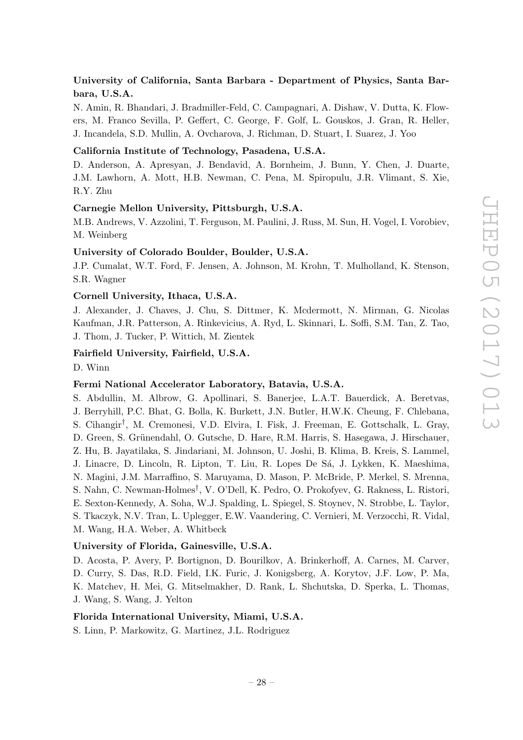**University of California, Santa Barbara - Department of Physics, Santa Barbara, U.S.A.**

N. Amin, R. Bhandari, J. Bradmiller-Feld, C. Campagnari, A. Dishaw, V. Dutta, K. Flowers, M. Franco Sevilla, P. Geffert, C. George, F. Golf, L. Gouskos, J. Gran, R. Heller, J. Incandela, S.D. Mullin, A. Ovcharova, J. Richman, D. Stuart, I. Suarez, J. Yoo

**California Institute of Technology, Pasadena, U.S.A.**

D. Anderson, A. Apresyan, J. Bendavid, A. Bornheim, J. Bunn, Y. Chen, J. Duarte, J.M. Lawhorn, A. Mott, H.B. Newman, C. Pena, M. Spiropulu, J.R. Vlimant, S. Xie, R.Y. Zhu

**Carnegie Mellon University, Pittsburgh, U.S.A.**

M.B. Andrews, V. Azzolini, T. Ferguson, M. Paulini, J. Russ, M. Sun, H. Vogel, I. Vorobiev, M. Weinberg

**University of Colorado Boulder, Boulder, U.S.A.**

J.P. Cumalat, W.T. Ford, F. Jensen, A. Johnson, M. Krohn, T. Mulholland, K. Stenson, S.R. Wagner

**Cornell University, Ithaca, U.S.A.**

J. Alexander, J. Chaves, J. Chu, S. Dittmer, K. Mcdermott, N. Mirman, G. Nicolas Kaufman, J.R. Patterson, A. Rinkevicius, A. Ryd, L. Skinnari, L. Soffi, S.M. Tan, Z. Tao, J. Thom, J. Tucker, P. Wittich, M. Zientek

**Fairfield University, Fairfield, U.S.A.**

D. Winn

**Fermi National Accelerator Laboratory, Batavia, U.S.A.**

S. Abdullin, M. Albrow, G. Apollinari, S. Banerjee, L.A.T. Bauerdick, A. Beretvas, J. Berryhill, P.C. Bhat, G. Bolla, K. Burkett, J.N. Butler, H.W.K. Cheung, F. Chlebana, S. Cihangir[†], M. Cremonesi, V.D. Elvira, I. Fisk, J. Freeman, E. Gottschalk, L. Gray, D. Green, S. Grünendahl, O. Gutsche, D. Hare, R.M. Harris, S. Hasegawa, J. Hirschauer, Z. Hu, B. Jayatilaka, S. Jindariani, M. Johnson, U. Joshi, B. Klima, B. Kreis, S. Lammel, J. Linacre, D. Lincoln, R. Lipton, T. Liu, R. Lopes De Sá, J. Lykken, K. Maeshima, N. Magini, J.M. Marraffino, S. Maruyama, D. Mason, P. McBride, P. Merkel, S. Mrenna, S. Nahn, C. Newman-Holmes[†], V. O'Dell, K. Pedro, O. Prokofyev, G. Rakness, L. Ristori, E. Sexton-Kennedy, A. Soha, W.J. Spalding, L. Spiegel, S. Stoynev, N. Strobbe, L. Taylor, S. Tkaczyk, N.V. Tran, L. Uplegger, E.W. Vaandering, C. Vernieri, M. Verzocchi, R. Vidal, M. Wang, H.A. Weber, A. Whitbeck

**University of Florida, Gainesville, U.S.A.**

D. Acosta, P. Avery, P. Bortignon, D. Bourilkov, A. Brinkerhoff, A. Carnes, M. Carver, D. Curry, S. Das, R.D. Field, I.K. Furic, J. Konigsberg, A. Korytov, J.F. Low, P. Ma, K. Matchev, H. Mei, G. Mitselmakher, D. Rank, L. Shchutska, D. Sperka, L. Thomas, J. Wang, S. Wang, J. Yelton

**Florida International University, Miami, U.S.A.**

S. Linn, P. Markowitz, G. Martinez, J.L. Rodriguez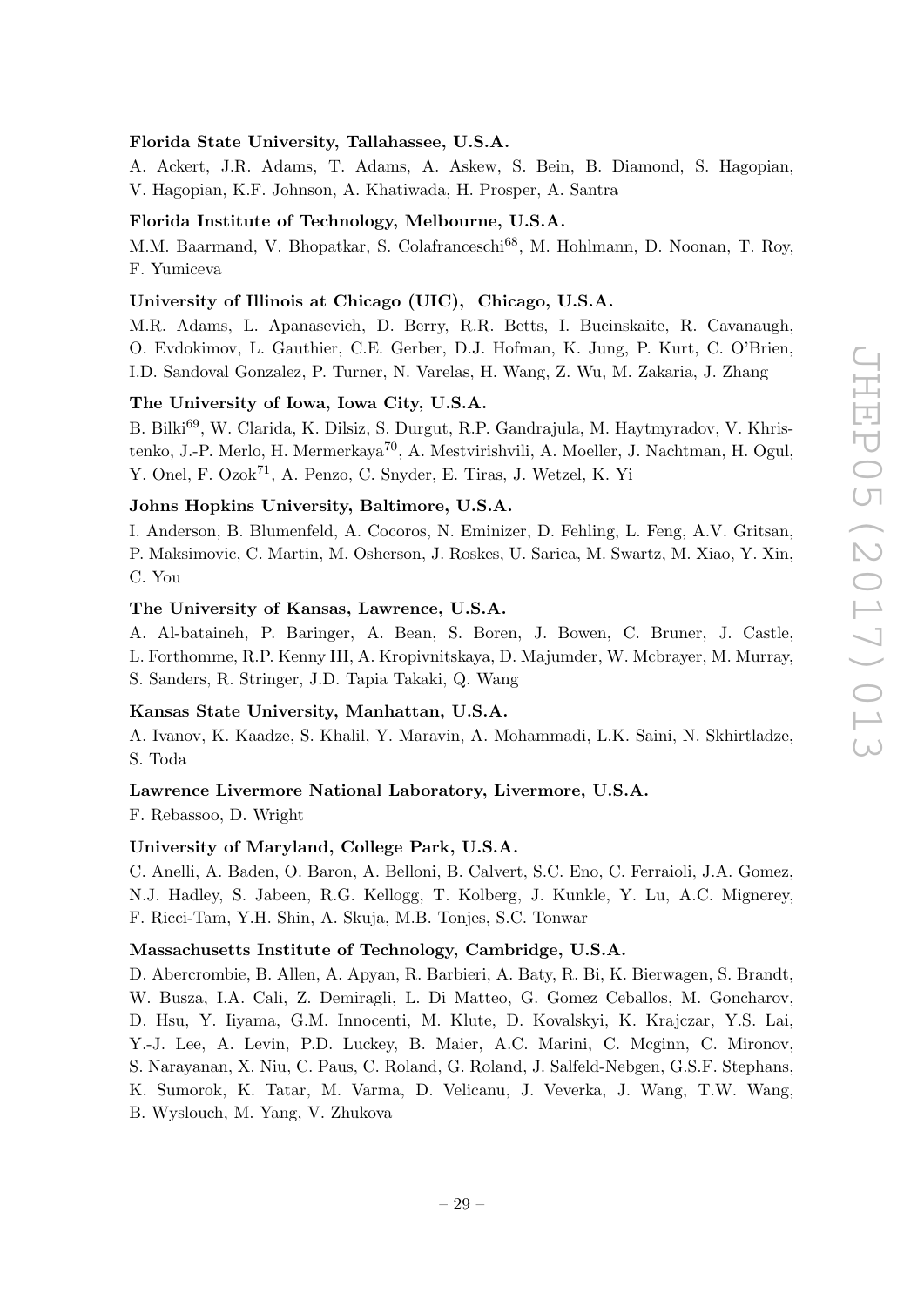**Florida State University, Tallahassee, U.S.A.**

A. Ackert, J.R. Adams, T. Adams, A. Askew, S. Bein, B. Diamond, S. Hagopian, V. Hagopian, K.F. Johnson, A. Khatiwada, H. Prosper, A. Santra

**Florida Institute of Technology, Melbourne, U.S.A.**

M.M. Baarmand, V. Bhopatkar, S. Colafranceschi[68], M. Hohlmann, D. Noonan, T. Roy, F. Yumiceva

**University of Illinois at Chicago (UIC), Chicago, U.S.A.**

M.R. Adams, L. Apanasevich, D. Berry, R.R. Betts, I. Bucinskaite, R. Cavanaugh, O. Evdokimov, L. Gauthier, C.E. Gerber, D.J. Hofman, K. Jung, P. Kurt, C. O'Brien, I.D. Sandoval Gonzalez, P. Turner, N. Varelas, H. Wang, Z. Wu, M. Zakaria, J. Zhang

**The University of Iowa, Iowa City, U.S.A.**

B. Bilki[69], W. Clarida, K. Dilsiz, S. Durgut, R.P. Gandrajula, M. Haytmyradov, V. Khristenko, J.-P. Merlo, H. Mermerkaya[70], A. Mestvirishvili, A. Moeller, J. Nachtman, H. Ogul, Y. Onel, F. Ozok[71], A. Penzo, C. Snyder, E. Tiras, J. Wetzel, K. Yi

**Johns Hopkins University, Baltimore, U.S.A.**

I. Anderson, B. Blumenfeld, A. Cocoros, N. Eminizer, D. Fehling, L. Feng, A.V. Gritsan, P. Maksimovic, C. Martin, M. Osherson, J. Roskes, U. Sarica, M. Swartz, M. Xiao, Y. Xin, C. You

**The University of Kansas, Lawrence, U.S.A.**

A. Al-bataineh, P. Baringer, A. Bean, S. Boren, J. Bowen, C. Bruner, J. Castle, L. Forthomme, R.P. Kenny III, A. Kropivnitskaya, D. Majumder, W. Mcbrayer, M. Murray, S. Sanders, R. Stringer, J.D. Tapia Takaki, Q. Wang

**Kansas State University, Manhattan, U.S.A.**

A. Ivanov, K. Kaadze, S. Khalil, Y. Maravin, A. Mohammadi, L.K. Saini, N. Skhirtladze, S. Toda

**Lawrence Livermore National Laboratory, Livermore, U.S.A.**

F. Rebassoo, D. Wright

**University of Maryland, College Park, U.S.A.**

C. Anelli, A. Baden, O. Baron, A. Belloni, B. Calvert, S.C. Eno, C. Ferraioli, J.A. Gomez, N.J. Hadley, S. Jabeen, R.G. Kellogg, T. Kolberg, J. Kunkle, Y. Lu, A.C. Mignerey, F. Ricci-Tam, Y.H. Shin, A. Skuja, M.B. Tonjes, S.C. Tonwar

**Massachusetts Institute of Technology, Cambridge, U.S.A.**

D. Abercrombie, B. Allen, A. Apyan, R. Barbieri, A. Baty, R. Bi, K. Bierwagen, S. Brandt, W. Busza, I.A. Cali, Z. Demiragli, L. Di Matteo, G. Gomez Ceballos, M. Goncharov, D. Hsu, Y. Iiyama, G.M. Innocenti, M. Klute, D. Kovalskyi, K. Krajczar, Y.S. Lai, Y.-J. Lee, A. Levin, P.D. Luckey, B. Maier, A.C. Marini, C. Mcginn, C. Mironov, S. Narayanan, X. Niu, C. Paus, C. Roland, G. Roland, J. Salfeld-Nebgen, G.S.F. Stephans, K. Sumorok, K. Tatar, M. Varma, D. Velicanu, J. Veverka, J. Wang, T.W. Wang, B. Wyslouch, M. Yang, V. Zhukova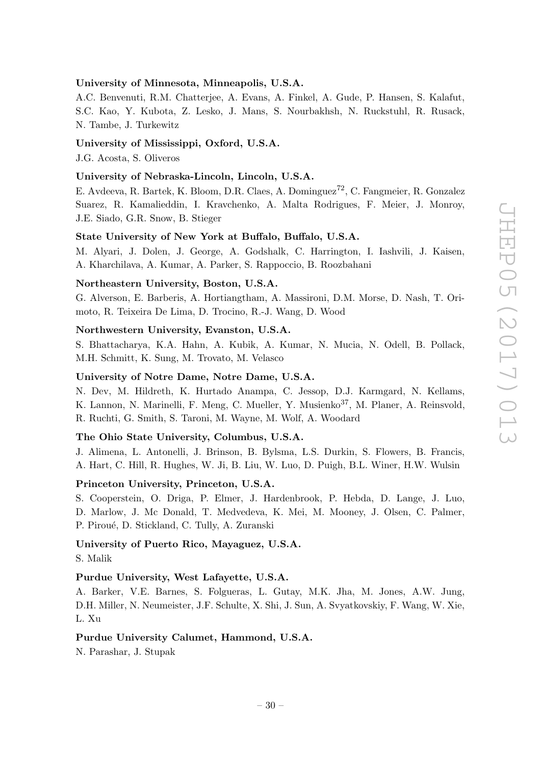**University of Minnesota, Minneapolis, U.S.A.**

A.C. Benvenuti, R.M. Chatterjee, A. Evans, A. Finkel, A. Gude, P. Hansen, S. Kalafut, S.C. Kao, Y. Kubota, Z. Lesko, J. Mans, S. Nourbakhsh, N. Ruckstuhl, R. Rusack, N. Tambe, J. Turkewitz

**University of Mississippi, Oxford, U.S.A.**

J.G. Acosta, S. Oliveros

**University of Nebraska-Lincoln, Lincoln, U.S.A.**

E. Avdeeva, R. Bartek, K. Bloom, D.R. Claes, A. Dominguez[72], C. Fangmeier, R. Gonzalez Suarez, R. Kamalieddin, I. Kravchenko, A. Malta Rodrigues, F. Meier, J. Monroy, J.E. Siado, G.R. Snow, B. Stieger

**State University of New York at Buffalo, Buffalo, U.S.A.**

M. Alyari, J. Dolen, J. George, A. Godshalk, C. Harrington, I. Iashvili, J. Kaisen, A. Kharchilava, A. Kumar, A. Parker, S. Rappoccio, B. Roozbahani

**Northeastern University, Boston, U.S.A.**

G. Alverson, E. Barberis, A. Hortiangtham, A. Massironi, D.M. Morse, D. Nash, T. Orimoto, R. Teixeira De Lima, D. Trocino, R.-J. Wang, D. Wood

**Northwestern University, Evanston, U.S.A.**

S. Bhattacharya, K.A. Hahn, A. Kubik, A. Kumar, N. Mucia, N. Odell, B. Pollack, M.H. Schmitt, K. Sung, M. Trovato, M. Velasco

**University of Notre Dame, Notre Dame, U.S.A.**

N. Dev, M. Hildreth, K. Hurtado Anampa, C. Jessop, D.J. Karmgard, N. Kellams, K. Lannon, N. Marinelli, F. Meng, C. Mueller, Y. Musienko[37], M. Planer, A. Reinsvold, R. Ruchti, G. Smith, S. Taroni, M. Wayne, M. Wolf, A. Woodard

**The Ohio State University, Columbus, U.S.A.**

J. Alimena, L. Antonelli, J. Brinson, B. Bylsma, L.S. Durkin, S. Flowers, B. Francis, A. Hart, C. Hill, R. Hughes, W. Ji, B. Liu, W. Luo, D. Puigh, B.L. Winer, H.W. Wulsin

**Princeton University, Princeton, U.S.A.**

S. Cooperstein, O. Driga, P. Elmer, J. Hardenbrook, P. Hebda, D. Lange, J. Luo, D. Marlow, J. Mc Donald, T. Medvedeva, K. Mei, M. Mooney, J. Olsen, C. Palmer, P. Piroué, D. Stickland, C. Tully, A. Zuranski

**University of Puerto Rico, Mayaguez, U.S.A.**

S. Malik

**Purdue University, West Lafayette, U.S.A.**

A. Barker, V.E. Barnes, S. Folgueras, L. Gutay, M.K. Jha, M. Jones, A.W. Jung, D.H. Miller, N. Neumeister, J.F. Schulte, X. Shi, J. Sun, A. Svyatkovskiy, F. Wang, W. Xie, L. Xu

**Purdue University Calumet, Hammond, U.S.A.**

N. Parashar, J. Stupak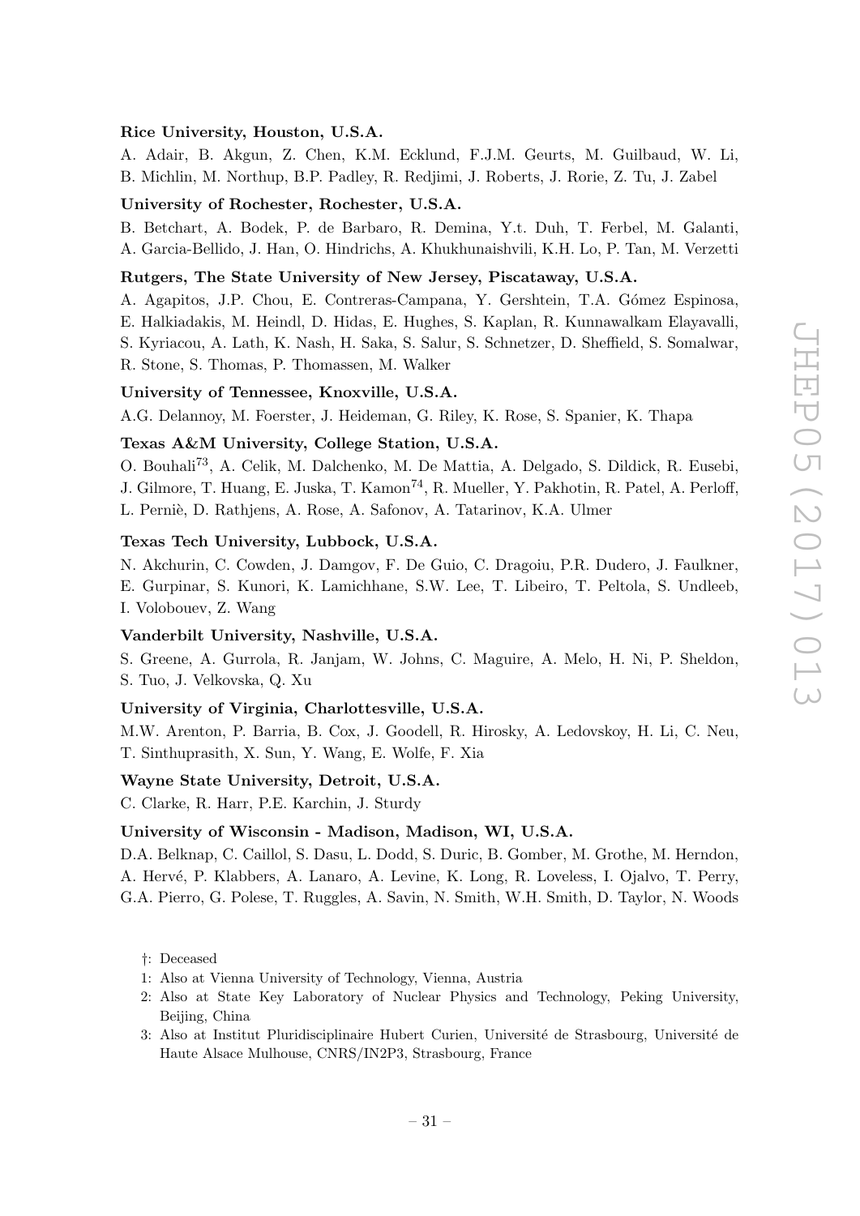**Rice University, Houston, U.S.A.**

A. Adair, B. Akgun, Z. Chen, K.M. Ecklund, F.J.M. Geurts, M. Guilbaud, W. Li, B. Michlin, M. Northup, B.P. Padley, R. Redjimi, J. Roberts, J. Rorie, Z. Tu, J. Zabel

**University of Rochester, Rochester, U.S.A.**

B. Betchart, A. Bodek, P. de Barbaro, R. Demina, Y.t. Duh, T. Ferbel, M. Galanti, A. Garcia-Bellido, J. Han, O. Hindrichs, A. Khukhunaishvili, K.H. Lo, P. Tan, M. Verzetti

**Rutgers, The State University of New Jersey, Piscataway, U.S.A.**

A. Agapitos, J.P. Chou, E. Contreras-Campana, Y. Gershtein, T.A. Gómez Espinosa, E. Halkiadakis, M. Heindl, D. Hidas, E. Hughes, S. Kaplan, R. Kunnawalkam Elayavalli, S. Kyriacou, A. Lath, K. Nash, H. Saka, S. Salur, S. Schnetzer, D. Sheffield, S. Somalwar, R. Stone, S. Thomas, P. Thomassen, M. Walker

**University of Tennessee, Knoxville, U.S.A.**

A.G. Delannoy, M. Foerster, J. Heideman, G. Riley, K. Rose, S. Spanier, K. Thapa

**Texas A&M University, College Station, U.S.A.**

O. Bouhali[73], A. Celik, M. Dalchenko, M. De Mattia, A. Delgado, S. Dildick, R. Eusebi, J. Gilmore, T. Huang, E. Juska, T. Kamon[74], R. Mueller, Y. Pakhotin, R. Patel, A. Perloff, L. Perniè, D. Rathjens, A. Rose, A. Safonov, A. Tatarinov, K.A. Ulmer

**Texas Tech University, Lubbock, U.S.A.**

N. Akchurin, C. Cowden, J. Damgov, F. De Guio, C. Dragoiu, P.R. Dudero, J. Faulkner, E. Gurpinar, S. Kunori, K. Lamichhane, S.W. Lee, T. Libeiro, T. Peltola, S. Undleeb, I. Volobouev, Z. Wang

**Vanderbilt University, Nashville, U.S.A.**

S. Greene, A. Gurrola, R. Janjam, W. Johns, C. Maguire, A. Melo, H. Ni, P. Sheldon, S. Tuo, J. Velkovska, Q. Xu

**University of Virginia, Charlottesville, U.S.A.**

M.W. Arenton, P. Barria, B. Cox, J. Goodell, R. Hirosky, A. Ledovskoy, H. Li, C. Neu, T. Sinthuprasith, X. Sun, Y. Wang, E. Wolfe, F. Xia

**Wayne State University, Detroit, U.S.A.**

C. Clarke, R. Harr, P.E. Karchin, J. Sturdy

**University of Wisconsin - Madison, Madison, WI, U.S.A.**

D.A. Belknap, C. Caillol, S. Dasu, L. Dodd, S. Duric, B. Gomber, M. Grothe, M. Herndon, A. Hervé, P. Klabbers, A. Lanaro, A. Levine, K. Long, R. Loveless, I. Ojalvo, T. Perry, G.A. Pierro, G. Polese, T. Ruggles, A. Savin, N. Smith, W.H. Smith, D. Taylor, N. Woods

†: Deceased

1: Also at Vienna University of Technology, Vienna, Austria

2: Also at State Key Laboratory of Nuclear Physics and Technology, Peking University, Beijing, China

3: Also at Institut Pluridisciplinaire Hubert Curien, Université de Strasbourg, Université de Haute Alsace Mulhouse, CNRS/IN2P3, Strasbourg, France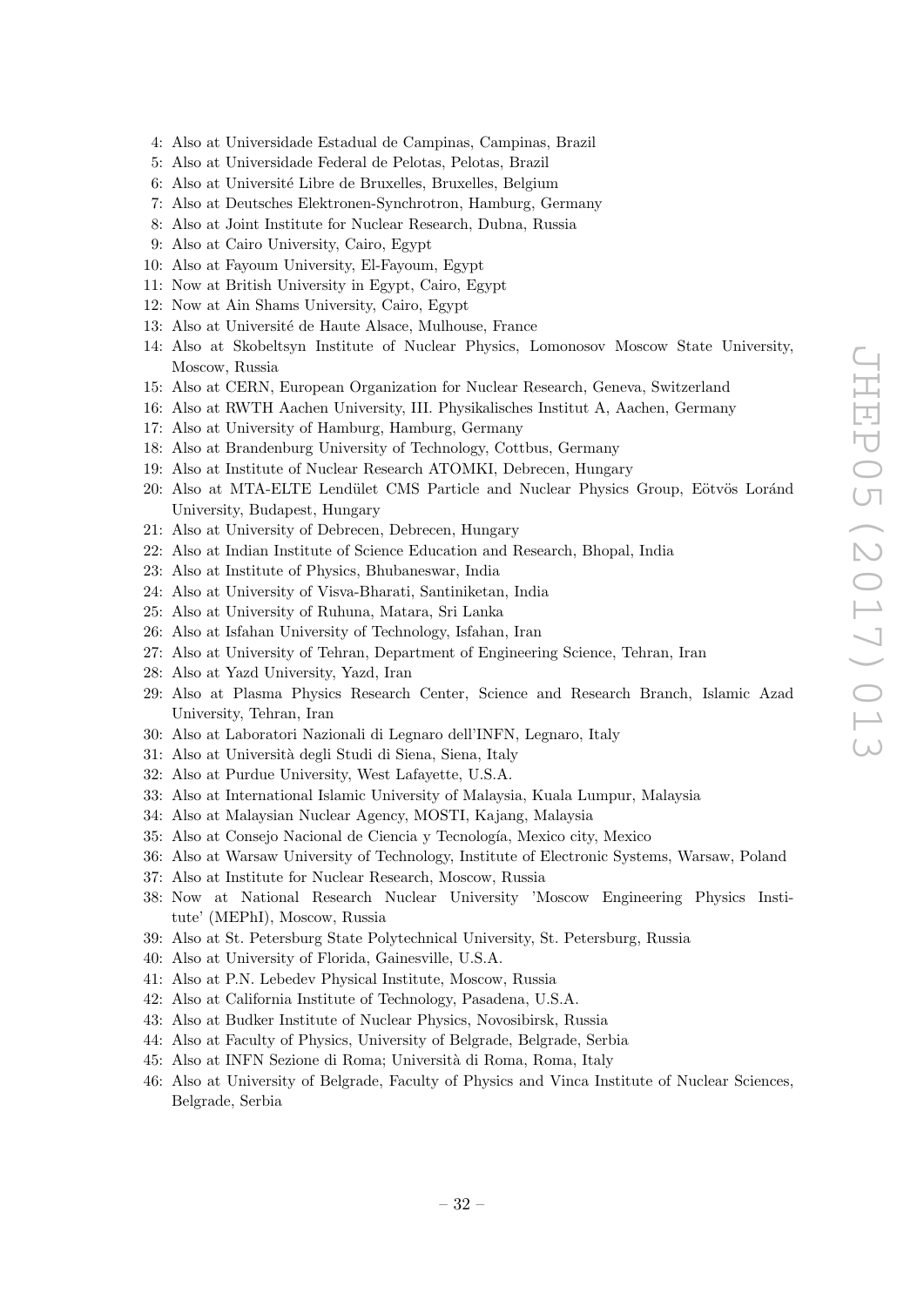4: Also at Universidade Estadual de Campinas, Campinas, Brazil
5: Also at Universidade Federal de Pelotas, Pelotas, Brazil
6: Also at Université Libre de Bruxelles, Bruxelles, Belgium
7: Also at Deutsches Elektronen-Synchrotron, Hamburg, Germany
8: Also at Joint Institute for Nuclear Research, Dubna, Russia
9: Also at Cairo University, Cairo, Egypt
10: Also at Fayoum University, El-Fayoum, Egypt
11: Now at British University in Egypt, Cairo, Egypt
12: Now at Ain Shams University, Cairo, Egypt
13: Also at Université de Haute Alsace, Mulhouse, France
14: Also at Skobeltsyn Institute of Nuclear Physics, Lomonosov Moscow State University, Moscow, Russia
15: Also at CERN, European Organization for Nuclear Research, Geneva, Switzerland
16: Also at RWTH Aachen University, III. Physikalisches Institut A, Aachen, Germany
17: Also at University of Hamburg, Hamburg, Germany
18: Also at Brandenburg University of Technology, Cottbus, Germany
19: Also at Institute of Nuclear Research ATOMKI, Debrecen, Hungary
20: Also at MTA-ELTE Lendület CMS Particle and Nuclear Physics Group, Eötvös Loránd University, Budapest, Hungary
21: Also at University of Debrecen, Debrecen, Hungary
22: Also at Indian Institute of Science Education and Research, Bhopal, India
23: Also at Institute of Physics, Bhubaneswar, India
24: Also at University of Visva-Bharati, Santiniketan, India
25: Also at University of Ruhuna, Matara, Sri Lanka
26: Also at Isfahan University of Technology, Isfahan, Iran
27: Also at University of Tehran, Department of Engineering Science, Tehran, Iran
28: Also at Yazd University, Yazd, Iran
29: Also at Plasma Physics Research Center, Science and Research Branch, Islamic Azad University, Tehran, Iran
30: Also at Laboratori Nazionali di Legnaro dell'INFN, Legnaro, Italy
31: Also at Università degli Studi di Siena, Siena, Italy
32: Also at Purdue University, West Lafayette, U.S.A.
33: Also at International Islamic University of Malaysia, Kuala Lumpur, Malaysia
34: Also at Malaysian Nuclear Agency, MOSTI, Kajang, Malaysia
35: Also at Consejo Nacional de Ciencia y Tecnología, Mexico city, Mexico
36: Also at Warsaw University of Technology, Institute of Electronic Systems, Warsaw, Poland
37: Also at Institute for Nuclear Research, Moscow, Russia
38: Now at National Research Nuclear University 'Moscow Engineering Physics Institute' (MEPhI), Moscow, Russia
39: Also at St. Petersburg State Polytechnical University, St. Petersburg, Russia
40: Also at University of Florida, Gainesville, U.S.A.
41: Also at P.N. Lebedev Physical Institute, Moscow, Russia
42: Also at California Institute of Technology, Pasadena, U.S.A.
43: Also at Budker Institute of Nuclear Physics, Novosibirsk, Russia
44: Also at Faculty of Physics, University of Belgrade, Belgrade, Serbia
45: Also at INFN Sezione di Roma; Università di Roma, Roma, Italy
46: Also at University of Belgrade, Faculty of Physics and Vinca Institute of Nuclear Sciences, Belgrade, Serbia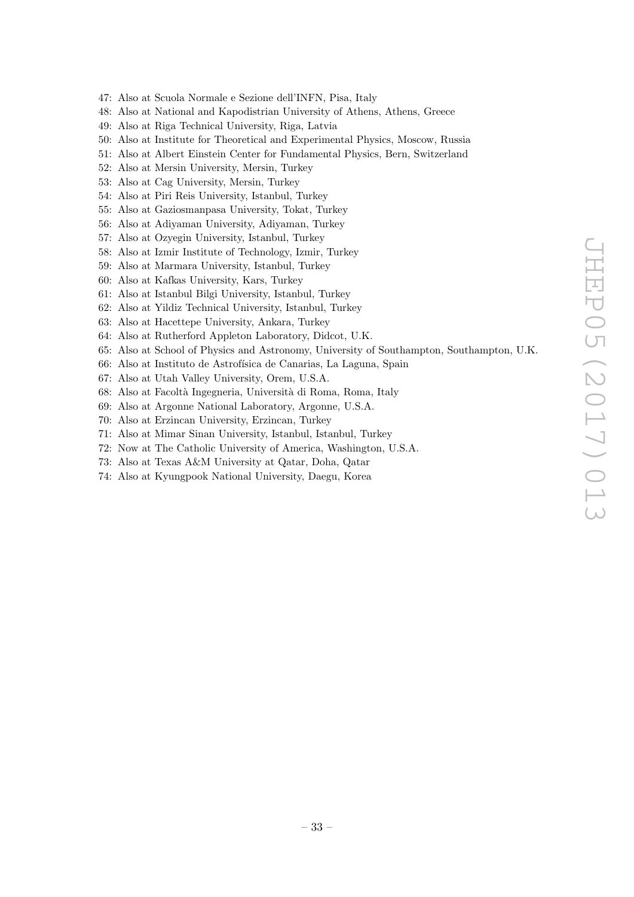47: Also at Scuola Normale e Sezione dell'INFN, Pisa, Italy
48: Also at National and Kapodistrian University of Athens, Athens, Greece
49: Also at Riga Technical University, Riga, Latvia
50: Also at Institute for Theoretical and Experimental Physics, Moscow, Russia
51: Also at Albert Einstein Center for Fundamental Physics, Bern, Switzerland
52: Also at Mersin University, Mersin, Turkey
53: Also at Cag University, Mersin, Turkey
54: Also at Piri Reis University, Istanbul, Turkey
55: Also at Gaziosmanpasa University, Tokat, Turkey
56: Also at Adiyaman University, Adiyaman, Turkey
57: Also at Ozyegin University, Istanbul, Turkey
58: Also at Izmir Institute of Technology, Izmir, Turkey
59: Also at Marmara University, Istanbul, Turkey
60: Also at Kafkas University, Kars, Turkey
61: Also at Istanbul Bilgi University, Istanbul, Turkey
62: Also at Yildiz Technical University, Istanbul, Turkey
63: Also at Hacettepe University, Ankara, Turkey
64: Also at Rutherford Appleton Laboratory, Didcot, U.K.
65: Also at School of Physics and Astronomy, University of Southampton, Southampton, U.K.
66: Also at Instituto de Astrofísica de Canarias, La Laguna, Spain
67: Also at Utah Valley University, Orem, U.S.A.
68: Also at Facoltà Ingegneria, Università di Roma, Roma, Italy
69: Also at Argonne National Laboratory, Argonne, U.S.A.
70: Also at Erzincan University, Erzincan, Turkey
71: Also at Mimar Sinan University, Istanbul, Istanbul, Turkey
72: Now at The Catholic University of America, Washington, U.S.A.
73: Also at Texas A&M University at Qatar, Doha, Qatar
74: Also at Kyungpook National University, Daegu, Korea